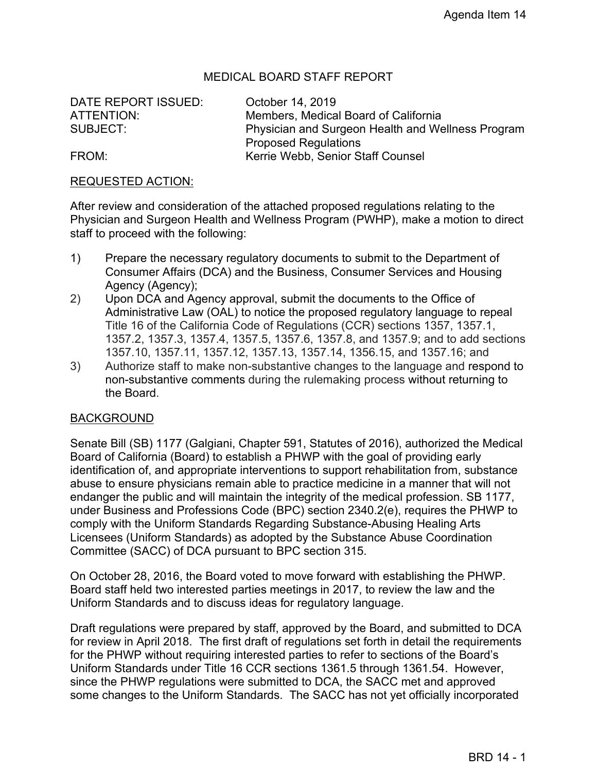Agenda Item 14

# MEDICAL BOARD STAFF REPORT

| | |
|---|---|
| DATE REPORT ISSUED: | October 14, 2019 |
| ATTENTION: | Members, Medical Board of California |
| SUBJECT: | Physician and Surgeon Health and Wellness Program Proposed Regulations |
| FROM: | Kerrie Webb, Senior Staff Counsel |

## REQUESTED ACTION:

After review and consideration of the attached proposed regulations relating to the Physician and Surgeon Health and Wellness Program (PWHP), make a motion to direct staff to proceed with the following:

1) Prepare the necessary regulatory documents to submit to the Department of Consumer Affairs (DCA) and the Business, Consumer Services and Housing Agency (Agency);
2) Upon DCA and Agency approval, submit the documents to the Office of Administrative Law (OAL) to notice the proposed regulatory language to repeal Title 16 of the California Code of Regulations (CCR) sections 1357, 1357.1, 1357.2, 1357.3, 1357.4, 1357.5, 1357.6, 1357.8, and 1357.9; and to add sections 1357.10, 1357.11, 1357.12, 1357.13, 1357.14, 1356.15, and 1357.16; and
3) Authorize staff to make non-substantive changes to the language and respond to non-substantive comments during the rulemaking process without returning to the Board.

## BACKGROUND

Senate Bill (SB) 1177 (Galgiani, Chapter 591, Statutes of 2016), authorized the Medical Board of California (Board) to establish a PHWP with the goal of providing early identification of, and appropriate interventions to support rehabilitation from, substance abuse to ensure physicians remain able to practice medicine in a manner that will not endanger the public and will maintain the integrity of the medical profession. SB 1177, under Business and Professions Code (BPC) section 2340.2(e), requires the PHWP to comply with the Uniform Standards Regarding Substance-Abusing Healing Arts Licensees (Uniform Standards) as adopted by the Substance Abuse Coordination Committee (SACC) of DCA pursuant to BPC section 315.

On October 28, 2016, the Board voted to move forward with establishing the PHWP. Board staff held two interested parties meetings in 2017, to review the law and the Uniform Standards and to discuss ideas for regulatory language.

Draft regulations were prepared by staff, approved by the Board, and submitted to DCA for review in April 2018. The first draft of regulations set forth in detail the requirements for the PHWP without requiring interested parties to refer to sections of the Board's Uniform Standards under Title 16 CCR sections 1361.5 through 1361.54. However, since the PHWP regulations were submitted to DCA, the SACC met and approved some changes to the Uniform Standards. The SACC has not yet officially incorporated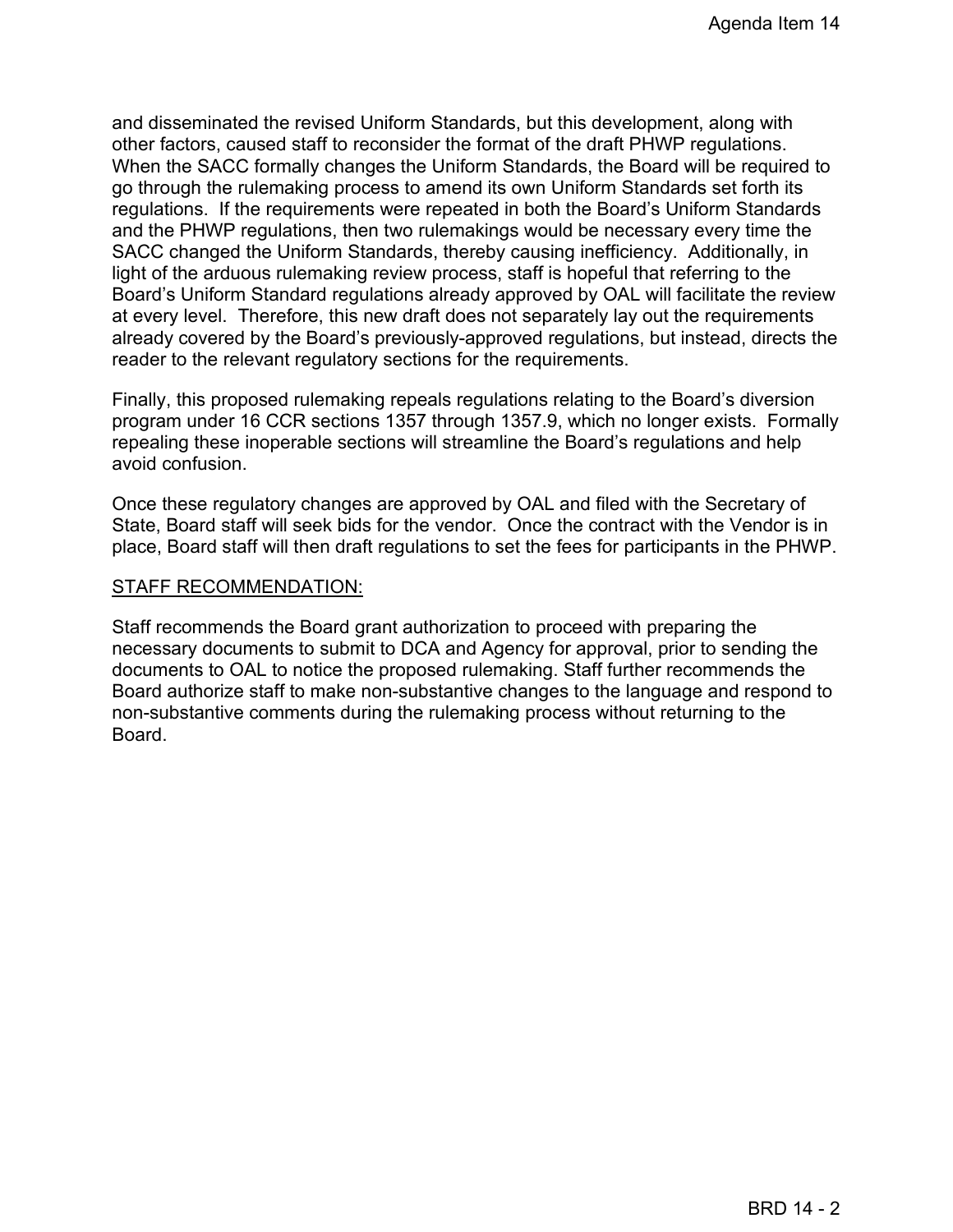and disseminated the revised Uniform Standards, but this development, along with other factors, caused staff to reconsider the format of the draft PHWP regulations. When the SACC formally changes the Uniform Standards, the Board will be required to go through the rulemaking process to amend its own Uniform Standards set forth its regulations. If the requirements were repeated in both the Board's Uniform Standards and the PHWP regulations, then two rulemakings would be necessary every time the SACC changed the Uniform Standards, thereby causing inefficiency. Additionally, in light of the arduous rulemaking review process, staff is hopeful that referring to the Board's Uniform Standard regulations already approved by OAL will facilitate the review at every level. Therefore, this new draft does not separately lay out the requirements already covered by the Board's previously-approved regulations, but instead, directs the reader to the relevant regulatory sections for the requirements.

Finally, this proposed rulemaking repeals regulations relating to the Board's diversion program under 16 CCR sections 1357 through 1357.9, which no longer exists. Formally repealing these inoperable sections will streamline the Board's regulations and help avoid confusion.

Once these regulatory changes are approved by OAL and filed with the Secretary of State, Board staff will seek bids for the vendor. Once the contract with the Vendor is in place, Board staff will then draft regulations to set the fees for participants in the PHWP.

STAFF RECOMMENDATION:

Staff recommends the Board grant authorization to proceed with preparing the necessary documents to submit to DCA and Agency for approval, prior to sending the documents to OAL to notice the proposed rulemaking. Staff further recommends the Board authorize staff to make non-substantive changes to the language and respond to non-substantive comments during the rulemaking process without returning to the Board.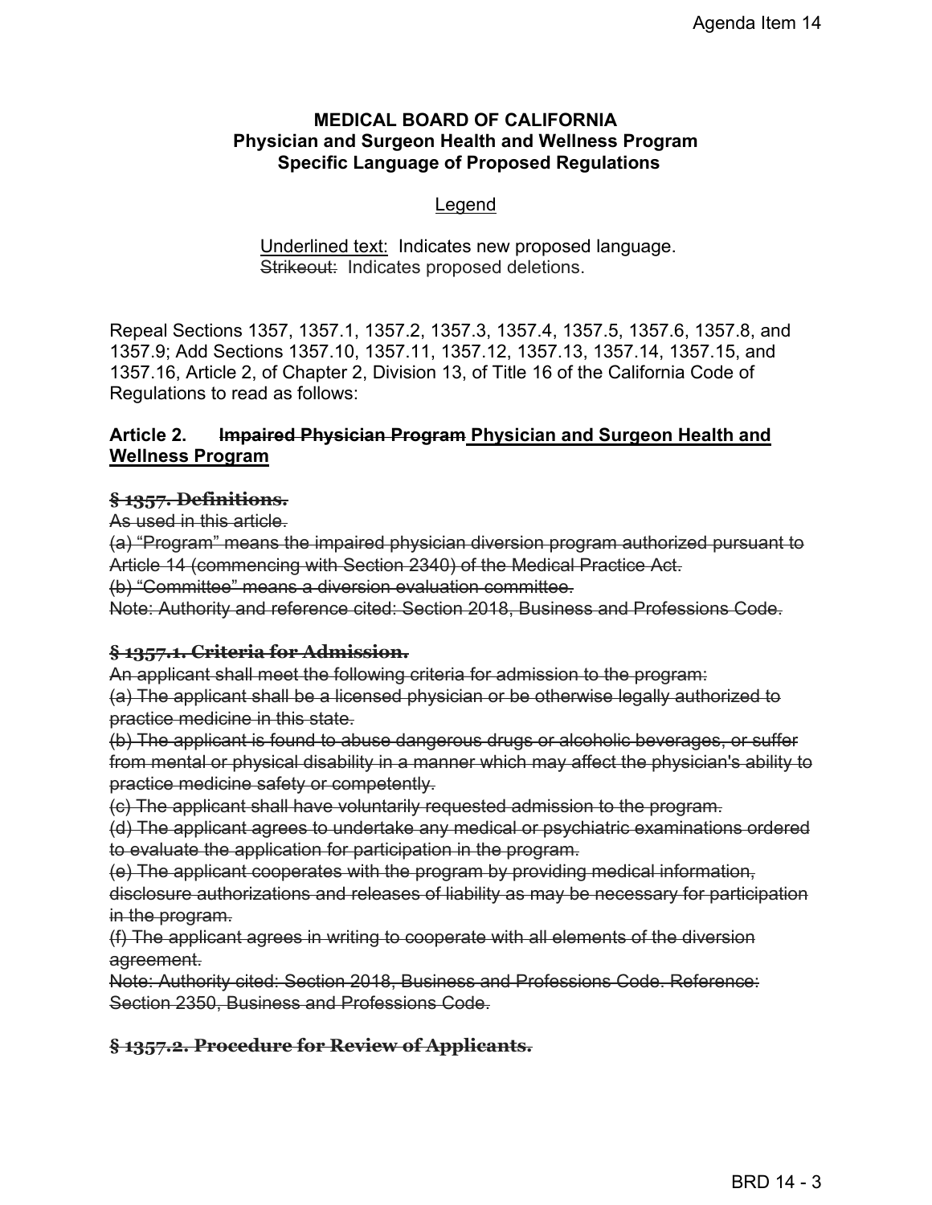**MEDICAL BOARD OF CALIFORNIA**
**Physician and Surgeon Health and Wellness Program**
**Specific Language of Proposed Regulations**

<u>Legend</u>

<u>Underlined text:</u> Indicates new proposed language.
~~Strikeout:~~ Indicates proposed deletions.

Repeal Sections 1357, 1357.1, 1357.2, 1357.3, 1357.4, 1357.5, 1357.6, 1357.8, and 1357.9; Add Sections 1357.10, 1357.11, 1357.12, 1357.13, 1357.14, 1357.15, and 1357.16, Article 2, of Chapter 2, Division 13, of Title 16 of the California Code of Regulations to read as follows:

## Article 2. ~~Impaired Physician Program~~ <u>Physician and Surgeon Health and Wellness Program</u>

### ~~§ 1357. Definitions.~~

~~As used in this article.~~

~~(a) "Program" means the impaired physician diversion program authorized pursuant to Article 14 (commencing with Section 2340) of the Medical Practice Act.~~

~~(b) "Committee" means a diversion evaluation committee.~~

~~Note: Authority and reference cited: Section 2018, Business and Professions Code.~~

### ~~§ 1357.1. Criteria for Admission.~~

~~An applicant shall meet the following criteria for admission to the program:~~

~~(a) The applicant shall be a licensed physician or be otherwise legally authorized to practice medicine in this state.~~

~~(b) The applicant is found to abuse dangerous drugs or alcoholic beverages, or suffer from mental or physical disability in a manner which may affect the physician's ability to practice medicine safety or competently.~~

~~(c) The applicant shall have voluntarily requested admission to the program.~~

~~(d) The applicant agrees to undertake any medical or psychiatric examinations ordered to evaluate the application for participation in the program.~~

~~(e) The applicant cooperates with the program by providing medical information, disclosure authorizations and releases of liability as may be necessary for participation in the program.~~

~~(f) The applicant agrees in writing to cooperate with all elements of the diversion agreement.~~

~~Note: Authority cited: Section 2018, Business and Professions Code. Reference: Section 2350, Business and Professions Code.~~

### ~~§ 1357.2. Procedure for Review of Applicants.~~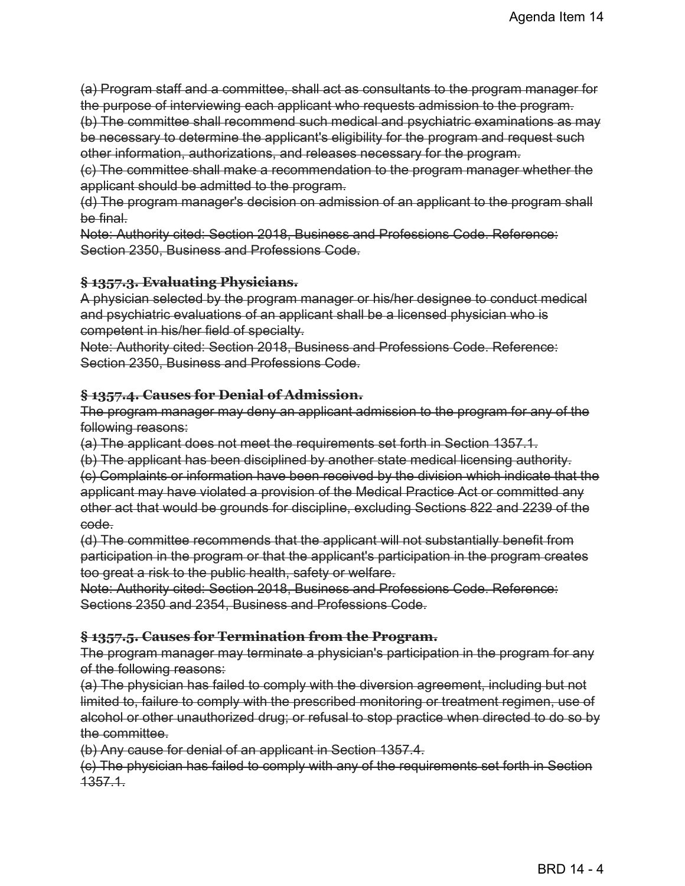~~(a) Program staff and a committee, shall act as consultants to the program manager for the purpose of interviewing each applicant who requests admission to the program.~~
~~(b) The committee shall recommend such medical and psychiatric examinations as may be necessary to determine the applicant's eligibility for the program and request such other information, authorizations, and releases necessary for the program.~~
~~(c) The committee shall make a recommendation to the program manager whether the applicant should be admitted to the program.~~
~~(d) The program manager's decision on admission of an applicant to the program shall be final.~~
~~Note: Authority cited: Section 2018, Business and Professions Code. Reference: Section 2350, Business and Professions Code.~~

### ~~§ 1357.3. Evaluating Physicians.~~

~~A physician selected by the program manager or his/her designee to conduct medical and psychiatric evaluations of an applicant shall be a licensed physician who is competent in his/her field of specialty.~~
~~Note: Authority cited: Section 2018, Business and Professions Code. Reference: Section 2350, Business and Professions Code.~~

### ~~§ 1357.4. Causes for Denial of Admission.~~

~~The program manager may deny an applicant admission to the program for any of the following reasons:~~
~~(a) The applicant does not meet the requirements set forth in Section 1357.1.~~
~~(b) The applicant has been disciplined by another state medical licensing authority.~~
~~(c) Complaints or information have been received by the division which indicate that the applicant may have violated a provision of the Medical Practice Act or committed any other act that would be grounds for discipline, excluding Sections 822 and 2239 of the code.~~
~~(d) The committee recommends that the applicant will not substantially benefit from participation in the program or that the applicant's participation in the program creates too great a risk to the public health, safety or welfare.~~
~~Note: Authority cited: Section 2018, Business and Professions Code. Reference: Sections 2350 and 2354, Business and Professions Code.~~

### ~~§ 1357.5. Causes for Termination from the Program.~~

~~The program manager may terminate a physician's participation in the program for any of the following reasons:~~
~~(a) The physician has failed to comply with the diversion agreement, including but not limited to, failure to comply with the prescribed monitoring or treatment regimen, use of alcohol or other unauthorized drug; or refusal to stop practice when directed to do so by the committee.~~
~~(b) Any cause for denial of an applicant in Section 1357.4.~~
~~(c) The physician has failed to comply with any of the requirements set forth in Section 1357.1.~~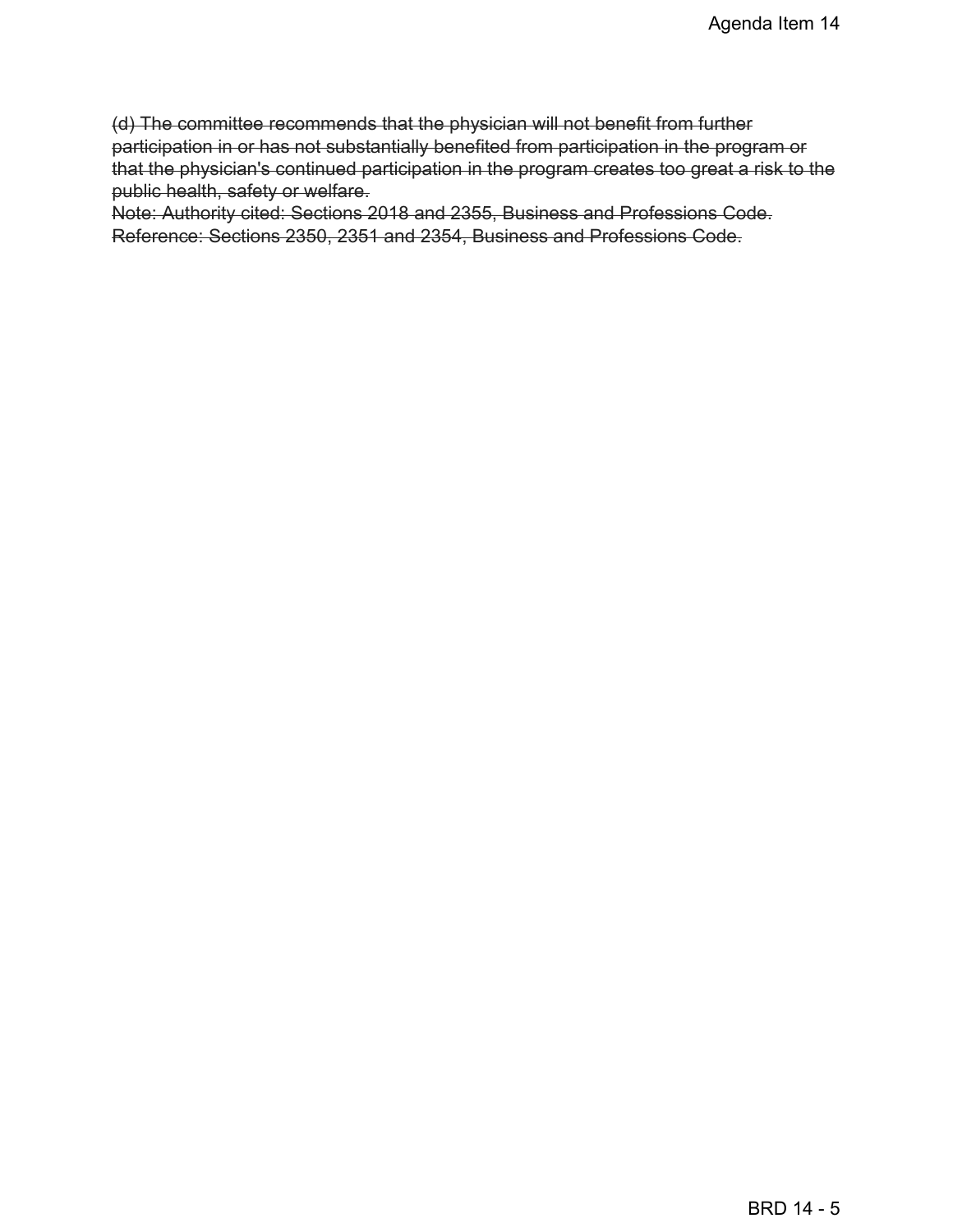~~(d) The committee recommends that the physician will not benefit from further participation in or has not substantially benefited from participation in the program or that the physician's continued participation in the program creates too great a risk to the public health, safety or welfare.~~

~~Note: Authority cited: Sections 2018 and 2355, Business and Professions Code. Reference: Sections 2350, 2351 and 2354, Business and Professions Code.~~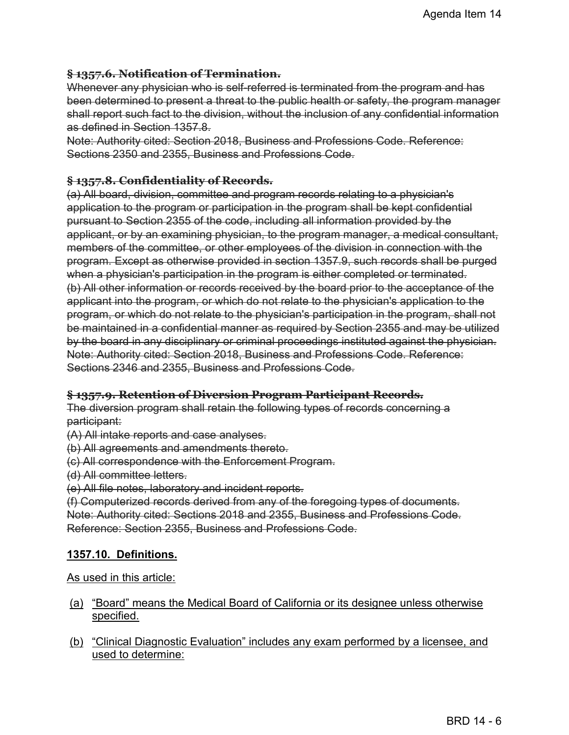~~**§ 1357.6. Notification of Termination.**~~

~~Whenever any physician who is self-referred is terminated from the program and has been determined to present a threat to the public health or safety, the program manager shall report such fact to the division, without the inclusion of any confidential information as defined in Section 1357.8.~~

~~Note: Authority cited: Section 2018, Business and Professions Code. Reference: Sections 2350 and 2355, Business and Professions Code.~~

~~**§ 1357.8. Confidentiality of Records.**~~

~~(a) All board, division, committee and program records relating to a physician's application to the program or participation in the program shall be kept confidential pursuant to Section 2355 of the code, including all information provided by the applicant, or by an examining physician, to the program manager, a medical consultant, members of the committee, or other employees of the division in connection with the program. Except as otherwise provided in section 1357.9, such records shall be purged when a physician's participation in the program is either completed or terminated.~~

~~(b) All other information or records received by the board prior to the acceptance of the applicant into the program, or which do not relate to the physician's application to the program, or which do not relate to the physician's participation in the program, shall not be maintained in a confidential manner as required by Section 2355 and may be utilized by the board in any disciplinary or criminal proceedings instituted against the physician.~~

~~Note: Authority cited: Section 2018, Business and Professions Code. Reference: Sections 2346 and 2355, Business and Professions Code.~~

~~**§ 1357.9. Retention of Diversion Program Participant Records.**~~

~~The diversion program shall retain the following types of records concerning a participant:~~

~~(A) All intake reports and case analyses.~~

~~(b) All agreements and amendments thereto.~~

~~(c) All correspondence with the Enforcement Program.~~

~~(d) All committee letters.~~

~~(e) All file notes, laboratory and incident reports.~~

~~(f) Computerized records derived from any of the foregoing types of documents.~~

~~Note: Authority cited: Sections 2018 and 2355, Business and Professions Code. Reference: Section 2355, Business and Professions Code.~~

<u>**1357.10. Definitions.**</u>

<u>As used in this article:</u>

(a) <u>"Board" means the Medical Board of California or its designee unless otherwise specified.</u>

(b) <u>"Clinical Diagnostic Evaluation" includes any exam performed by a licensee, and used to determine:</u>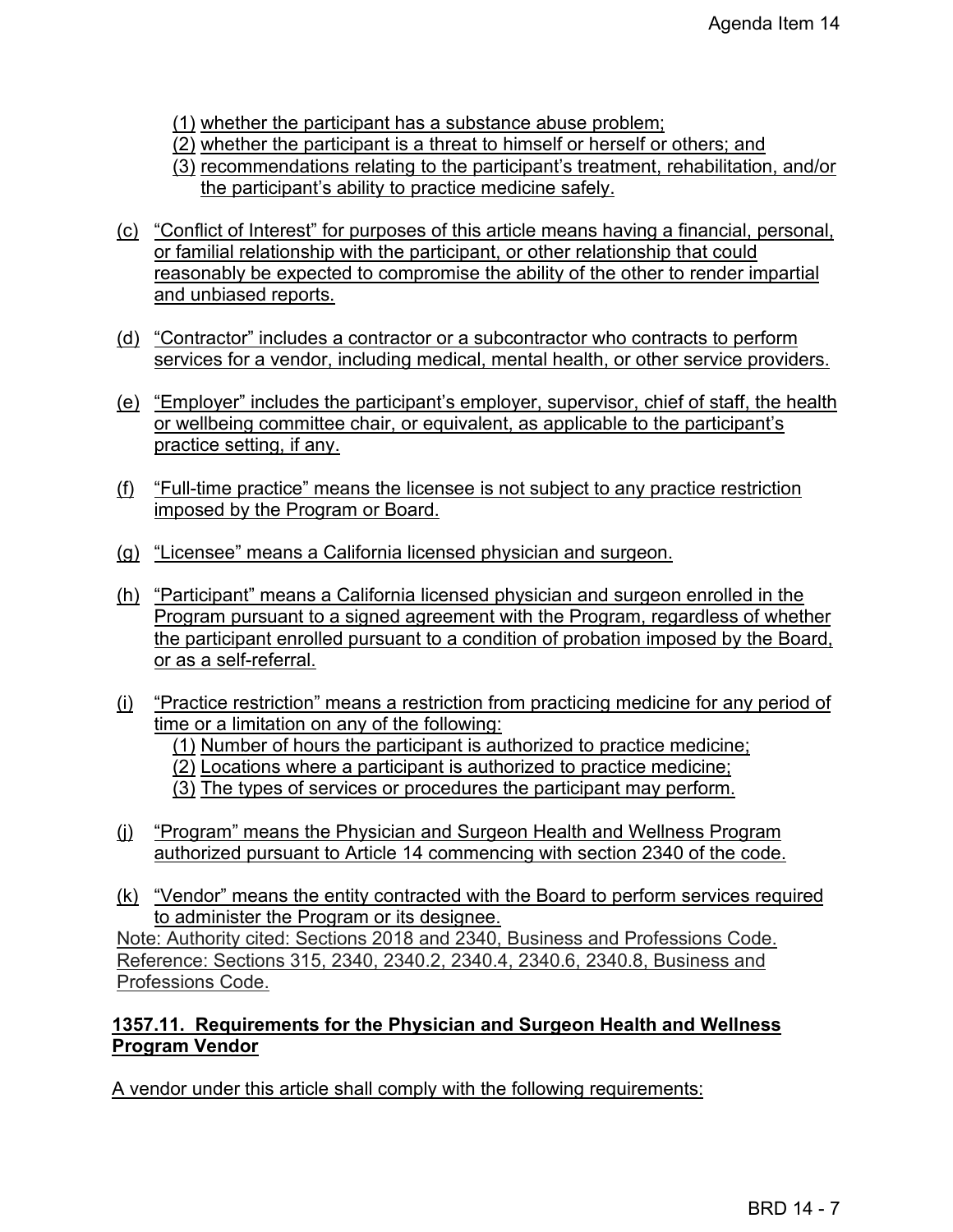(1) whether the participant has a substance abuse problem;
(2) whether the participant is a threat to himself or herself or others; and
(3) recommendations relating to the participant's treatment, rehabilitation, and/or the participant's ability to practice medicine safely.

(c) "Conflict of Interest" for purposes of this article means having a financial, personal, or familial relationship with the participant, or other relationship that could reasonably be expected to compromise the ability of the other to render impartial and unbiased reports.

(d) "Contractor" includes a contractor or a subcontractor who contracts to perform services for a vendor, including medical, mental health, or other service providers.

(e) "Employer" includes the participant's employer, supervisor, chief of staff, the health or wellbeing committee chair, or equivalent, as applicable to the participant's practice setting, if any.

(f) "Full-time practice" means the licensee is not subject to any practice restriction imposed by the Program or Board.

(g) "Licensee" means a California licensed physician and surgeon.

(h) "Participant" means a California licensed physician and surgeon enrolled in the Program pursuant to a signed agreement with the Program, regardless of whether the participant enrolled pursuant to a condition of probation imposed by the Board, or as a self-referral.

(i) "Practice restriction" means a restriction from practicing medicine for any period of time or a limitation on any of the following:
(1) Number of hours the participant is authorized to practice medicine;
(2) Locations where a participant is authorized to practice medicine;
(3) The types of services or procedures the participant may perform.

(j) "Program" means the Physician and Surgeon Health and Wellness Program authorized pursuant to Article 14 commencing with section 2340 of the code.

(k) "Vendor" means the entity contracted with the Board to perform services required to administer the Program or its designee.

Note: Authority cited: Sections 2018 and 2340, Business and Professions Code. Reference: Sections 315, 2340, 2340.2, 2340.4, 2340.6, 2340.8, Business and Professions Code.

**1357.11. Requirements for the Physician and Surgeon Health and Wellness Program Vendor**

A vendor under this article shall comply with the following requirements: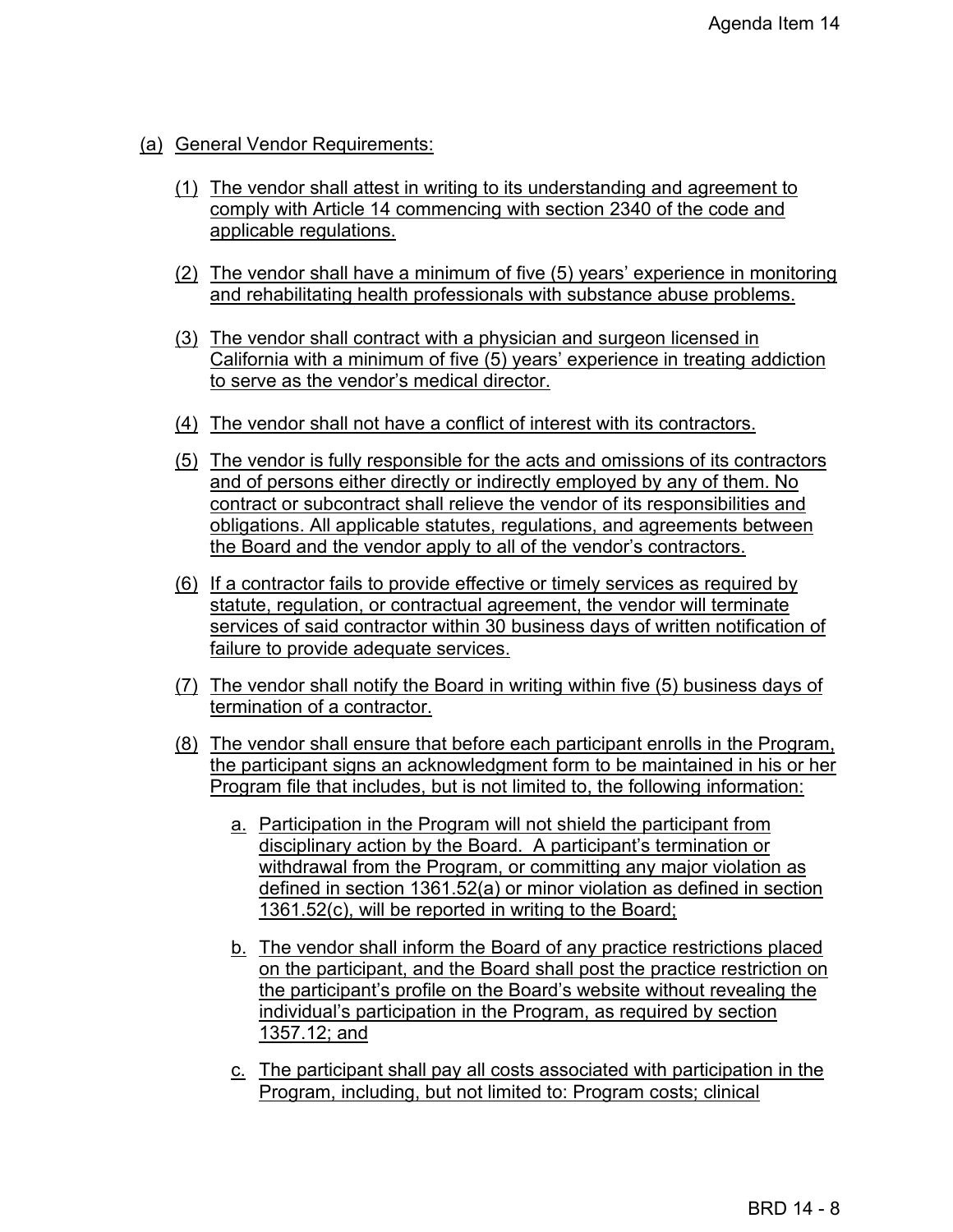(a) General Vendor Requirements:

(1) The vendor shall attest in writing to its understanding and agreement to comply with Article 14 commencing with section 2340 of the code and applicable regulations.

(2) The vendor shall have a minimum of five (5) years' experience in monitoring and rehabilitating health professionals with substance abuse problems.

(3) The vendor shall contract with a physician and surgeon licensed in California with a minimum of five (5) years' experience in treating addiction to serve as the vendor's medical director.

(4) The vendor shall not have a conflict of interest with its contractors.

(5) The vendor is fully responsible for the acts and omissions of its contractors and of persons either directly or indirectly employed by any of them. No contract or subcontract shall relieve the vendor of its responsibilities and obligations. All applicable statutes, regulations, and agreements between the Board and the vendor apply to all of the vendor's contractors.

(6) If a contractor fails to provide effective or timely services as required by statute, regulation, or contractual agreement, the vendor will terminate services of said contractor within 30 business days of written notification of failure to provide adequate services.

(7) The vendor shall notify the Board in writing within five (5) business days of termination of a contractor.

(8) The vendor shall ensure that before each participant enrolls in the Program, the participant signs an acknowledgment form to be maintained in his or her Program file that includes, but is not limited to, the following information:

a. Participation in the Program will not shield the participant from disciplinary action by the Board. A participant's termination or withdrawal from the Program, or committing any major violation as defined in section 1361.52(a) or minor violation as defined in section 1361.52(c), will be reported in writing to the Board;

b. The vendor shall inform the Board of any practice restrictions placed on the participant, and the Board shall post the practice restriction on the participant's profile on the Board's website without revealing the individual's participation in the Program, as required by section 1357.12; and

c. The participant shall pay all costs associated with participation in the Program, including, but not limited to: Program costs; clinical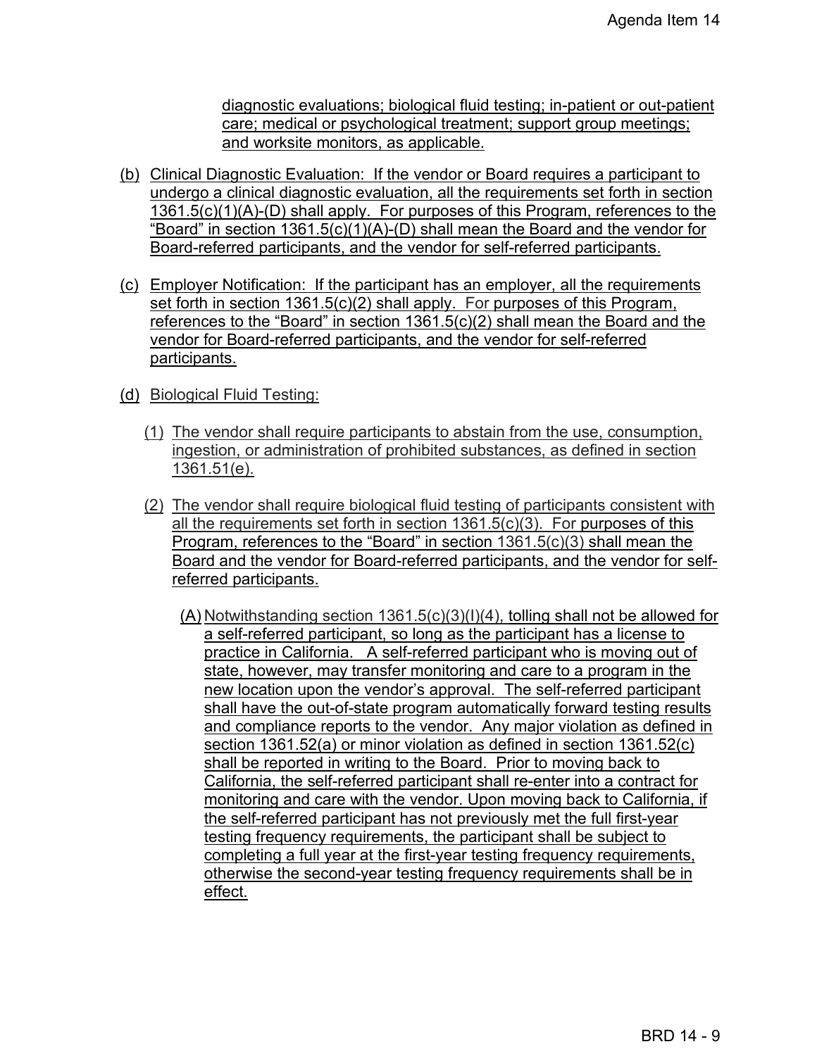diagnostic evaluations; biological fluid testing; in-patient or out-patient care; medical or psychological treatment; support group meetings; and worksite monitors, as applicable.

(b) Clinical Diagnostic Evaluation: If the vendor or Board requires a participant to undergo a clinical diagnostic evaluation, all the requirements set forth in section 1361.5(c)(1)(A)-(D) shall apply. For purposes of this Program, references to the "Board" in section 1361.5(c)(1)(A)-(D) shall mean the Board and the vendor for Board-referred participants, and the vendor for self-referred participants.

(c) Employer Notification: If the participant has an employer, all the requirements set forth in section 1361.5(c)(2) shall apply. For purposes of this Program, references to the "Board" in section 1361.5(c)(2) shall mean the Board and the vendor for Board-referred participants, and the vendor for self-referred participants.

(d) Biological Fluid Testing:

(1) The vendor shall require participants to abstain from the use, consumption, ingestion, or administration of prohibited substances, as defined in section 1361.51(e).

(2) The vendor shall require biological fluid testing of participants consistent with all the requirements set forth in section 1361.5(c)(3). For purposes of this Program, references to the "Board" in section 1361.5(c)(3) shall mean the Board and the vendor for Board-referred participants, and the vendor for self-referred participants.

(A) Notwithstanding section 1361.5(c)(3)(I)(4), tolling shall not be allowed for a self-referred participant, so long as the participant has a license to practice in California. A self-referred participant who is moving out of state, however, may transfer monitoring and care to a program in the new location upon the vendor's approval. The self-referred participant shall have the out-of-state program automatically forward testing results and compliance reports to the vendor. Any major violation as defined in section 1361.52(a) or minor violation as defined in section 1361.52(c) shall be reported in writing to the Board. Prior to moving back to California, the self-referred participant shall re-enter into a contract for monitoring and care with the vendor. Upon moving back to California, if the self-referred participant has not previously met the full first-year testing frequency requirements, the participant shall be subject to completing a full year at the first-year testing frequency requirements, otherwise the second-year testing frequency requirements shall be in effect.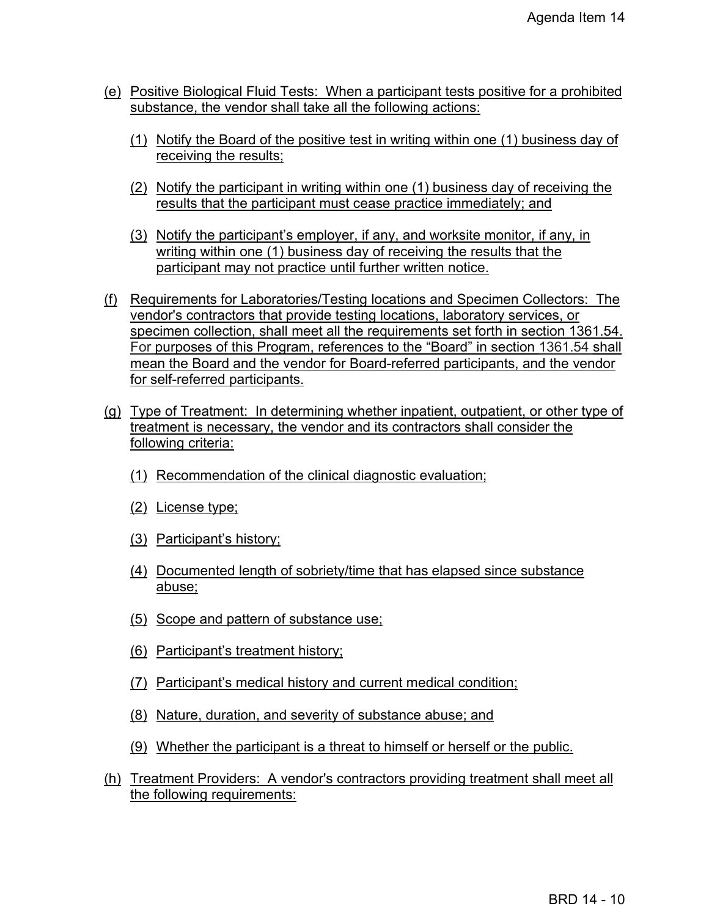(e) Positive Biological Fluid Tests: When a participant tests positive for a prohibited substance, the vendor shall take all the following actions:

  (1) Notify the Board of the positive test in writing within one (1) business day of receiving the results;

  (2) Notify the participant in writing within one (1) business day of receiving the results that the participant must cease practice immediately; and

  (3) Notify the participant's employer, if any, and worksite monitor, if any, in writing within one (1) business day of receiving the results that the participant may not practice until further written notice.

(f) Requirements for Laboratories/Testing locations and Specimen Collectors: The vendor's contractors that provide testing locations, laboratory services, or specimen collection, shall meet all the requirements set forth in section 1361.54. For purposes of this Program, references to the "Board" in section 1361.54 shall mean the Board and the vendor for Board-referred participants, and the vendor for self-referred participants.

(g) Type of Treatment: In determining whether inpatient, outpatient, or other type of treatment is necessary, the vendor and its contractors shall consider the following criteria:

  (1) Recommendation of the clinical diagnostic evaluation;

  (2) License type;

  (3) Participant's history;

  (4) Documented length of sobriety/time that has elapsed since substance abuse;

  (5) Scope and pattern of substance use;

  (6) Participant's treatment history;

  (7) Participant's medical history and current medical condition;

  (8) Nature, duration, and severity of substance abuse; and

  (9) Whether the participant is a threat to himself or herself or the public.

(h) Treatment Providers: A vendor's contractors providing treatment shall meet all the following requirements: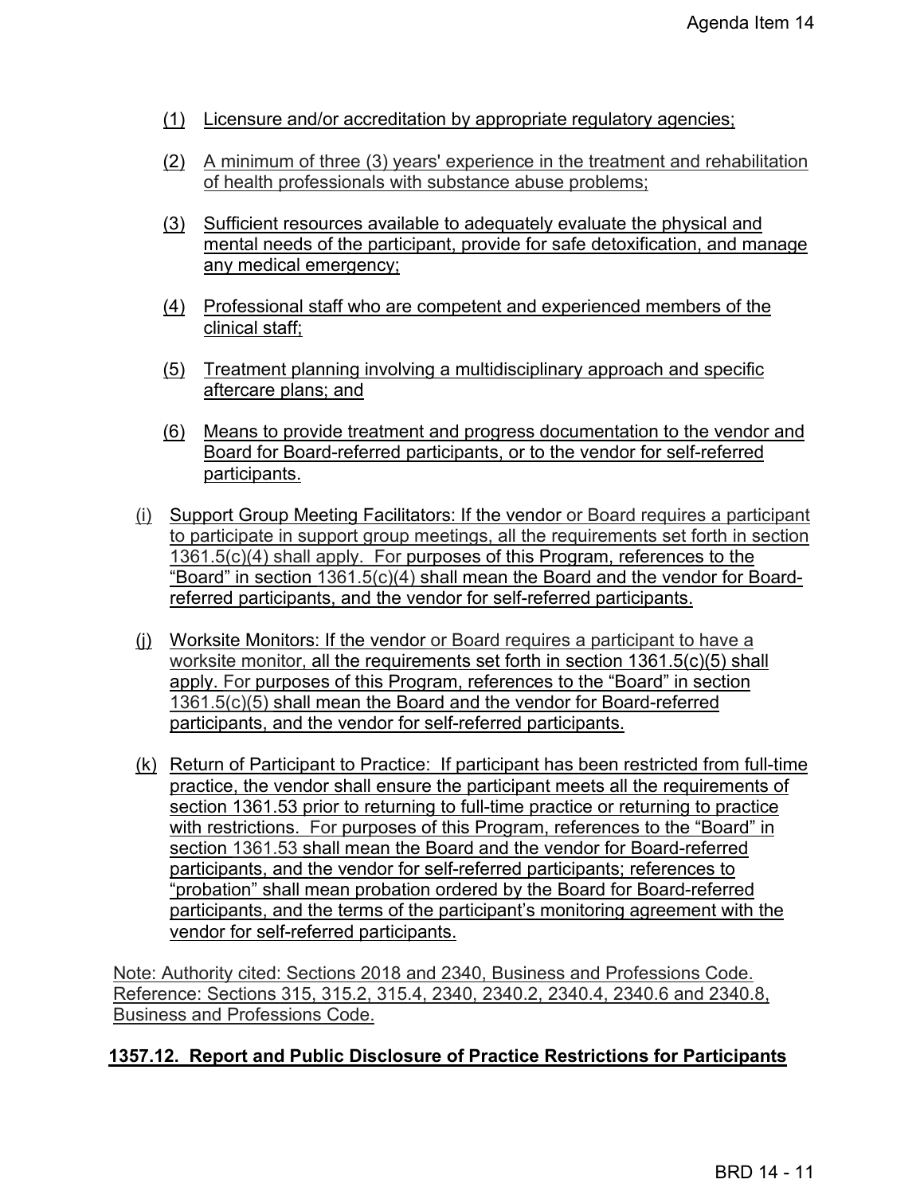(1) Licensure and/or accreditation by appropriate regulatory agencies;

(2) A minimum of three (3) years' experience in the treatment and rehabilitation of health professionals with substance abuse problems;

(3) Sufficient resources available to adequately evaluate the physical and mental needs of the participant, provide for safe detoxification, and manage any medical emergency;

(4) Professional staff who are competent and experienced members of the clinical staff;

(5) Treatment planning involving a multidisciplinary approach and specific aftercare plans; and

(6) Means to provide treatment and progress documentation to the vendor and Board for Board-referred participants, or to the vendor for self-referred participants.

(i) Support Group Meeting Facilitators: If the vendor or Board requires a participant to participate in support group meetings, all the requirements set forth in section 1361.5(c)(4) shall apply. For purposes of this Program, references to the "Board" in section 1361.5(c)(4) shall mean the Board and the vendor for Board-referred participants, and the vendor for self-referred participants.

(j) Worksite Monitors: If the vendor or Board requires a participant to have a worksite monitor, all the requirements set forth in section 1361.5(c)(5) shall apply. For purposes of this Program, references to the "Board" in section 1361.5(c)(5) shall mean the Board and the vendor for Board-referred participants, and the vendor for self-referred participants.

(k) Return of Participant to Practice: If participant has been restricted from full-time practice, the vendor shall ensure the participant meets all the requirements of section 1361.53 prior to returning to full-time practice or returning to practice with restrictions. For purposes of this Program, references to the "Board" in section 1361.53 shall mean the Board and the vendor for Board-referred participants, and the vendor for self-referred participants; references to "probation" shall mean probation ordered by the Board for Board-referred participants, and the terms of the participant's monitoring agreement with the vendor for self-referred participants.

Note: Authority cited: Sections 2018 and 2340, Business and Professions Code. Reference: Sections 315, 315.2, 315.4, 2340, 2340.2, 2340.4, 2340.6 and 2340.8, Business and Professions Code.

**1357.12. Report and Public Disclosure of Practice Restrictions for Participants**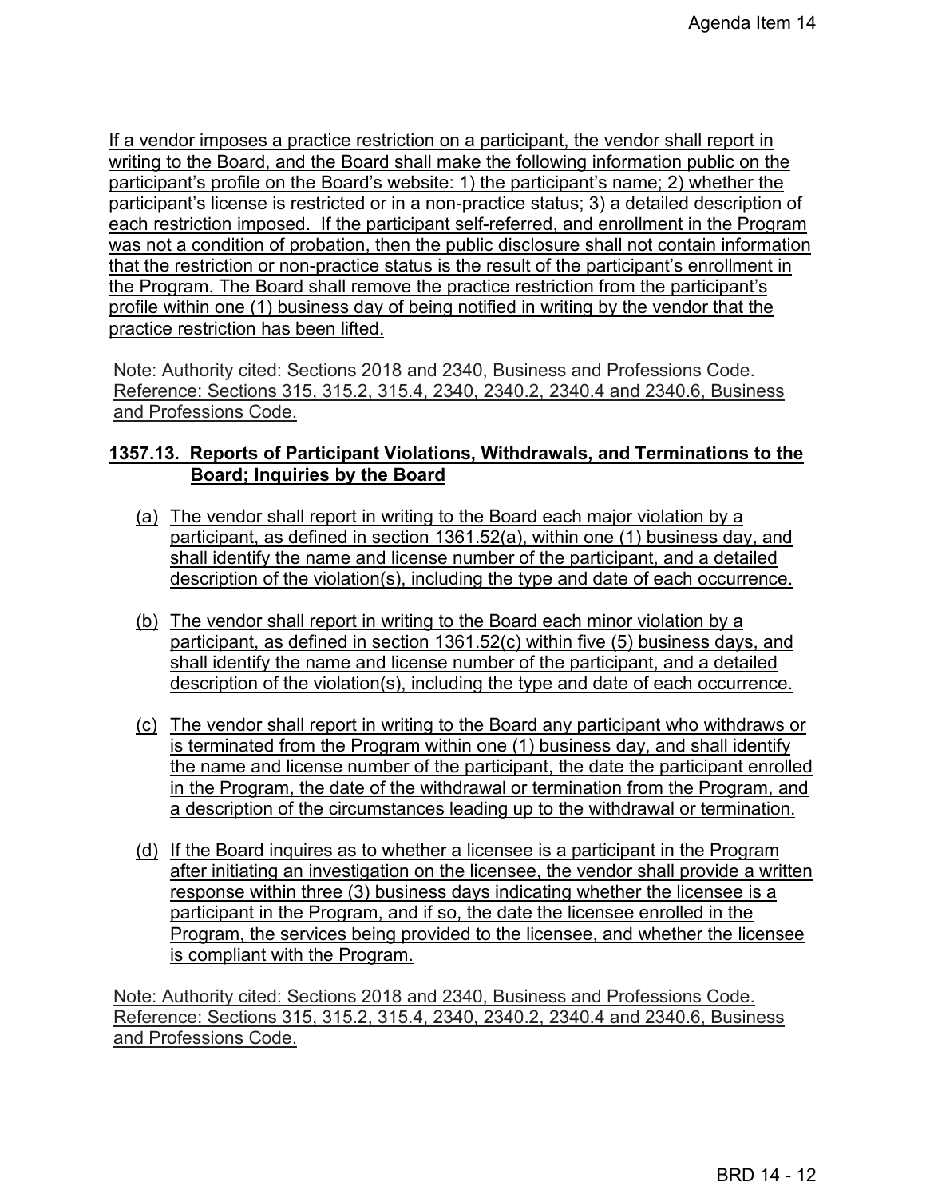If a vendor imposes a practice restriction on a participant, the vendor shall report in writing to the Board, and the Board shall make the following information public on the participant's profile on the Board's website: 1) the participant's name; 2) whether the participant's license is restricted or in a non-practice status; 3) a detailed description of each restriction imposed. If the participant self-referred, and enrollment in the Program was not a condition of probation, then the public disclosure shall not contain information that the restriction or non-practice status is the result of the participant's enrollment in the Program. The Board shall remove the practice restriction from the participant's profile within one (1) business day of being notified in writing by the vendor that the practice restriction has been lifted.

Note: Authority cited: Sections 2018 and 2340, Business and Professions Code. Reference: Sections 315, 315.2, 315.4, 2340, 2340.2, 2340.4 and 2340.6, Business and Professions Code.

**1357.13. Reports of Participant Violations, Withdrawals, and Terminations to the Board; Inquiries by the Board**

(a) The vendor shall report in writing to the Board each major violation by a participant, as defined in section 1361.52(a), within one (1) business day, and shall identify the name and license number of the participant, and a detailed description of the violation(s), including the type and date of each occurrence.

(b) The vendor shall report in writing to the Board each minor violation by a participant, as defined in section 1361.52(c) within five (5) business days, and shall identify the name and license number of the participant, and a detailed description of the violation(s), including the type and date of each occurrence.

(c) The vendor shall report in writing to the Board any participant who withdraws or is terminated from the Program within one (1) business day, and shall identify the name and license number of the participant, the date the participant enrolled in the Program, the date of the withdrawal or termination from the Program, and a description of the circumstances leading up to the withdrawal or termination.

(d) If the Board inquires as to whether a licensee is a participant in the Program after initiating an investigation on the licensee, the vendor shall provide a written response within three (3) business days indicating whether the licensee is a participant in the Program, and if so, the date the licensee enrolled in the Program, the services being provided to the licensee, and whether the licensee is compliant with the Program.

Note: Authority cited: Sections 2018 and 2340, Business and Professions Code. Reference: Sections 315, 315.2, 315.4, 2340, 2340.2, 2340.4 and 2340.6, Business and Professions Code.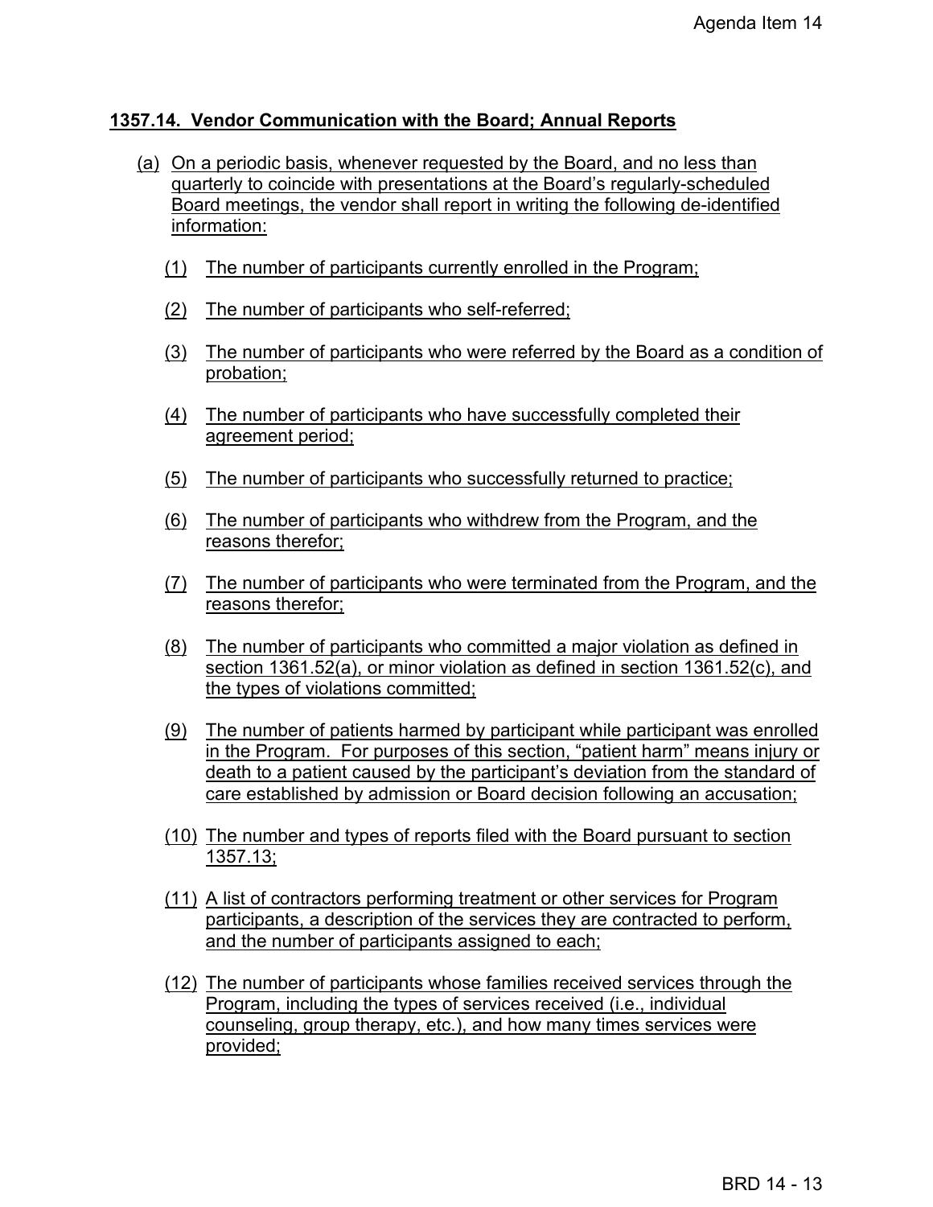### 1357.14. Vendor Communication with the Board; Annual Reports

(a) On a periodic basis, whenever requested by the Board, and no less than quarterly to coincide with presentations at the Board's regularly-scheduled Board meetings, the vendor shall report in writing the following de-identified information:

(1) The number of participants currently enrolled in the Program;

(2) The number of participants who self-referred;

(3) The number of participants who were referred by the Board as a condition of probation;

(4) The number of participants who have successfully completed their agreement period;

(5) The number of participants who successfully returned to practice;

(6) The number of participants who withdrew from the Program, and the reasons therefor;

(7) The number of participants who were terminated from the Program, and the reasons therefor;

(8) The number of participants who committed a major violation as defined in section 1361.52(a), or minor violation as defined in section 1361.52(c), and the types of violations committed;

(9) The number of patients harmed by participant while participant was enrolled in the Program. For purposes of this section, "patient harm" means injury or death to a patient caused by the participant's deviation from the standard of care established by admission or Board decision following an accusation;

(10) The number and types of reports filed with the Board pursuant to section 1357.13;

(11) A list of contractors performing treatment or other services for Program participants, a description of the services they are contracted to perform, and the number of participants assigned to each;

(12) The number of participants whose families received services through the Program, including the types of services received (i.e., individual counseling, group therapy, etc.), and how many times services were provided;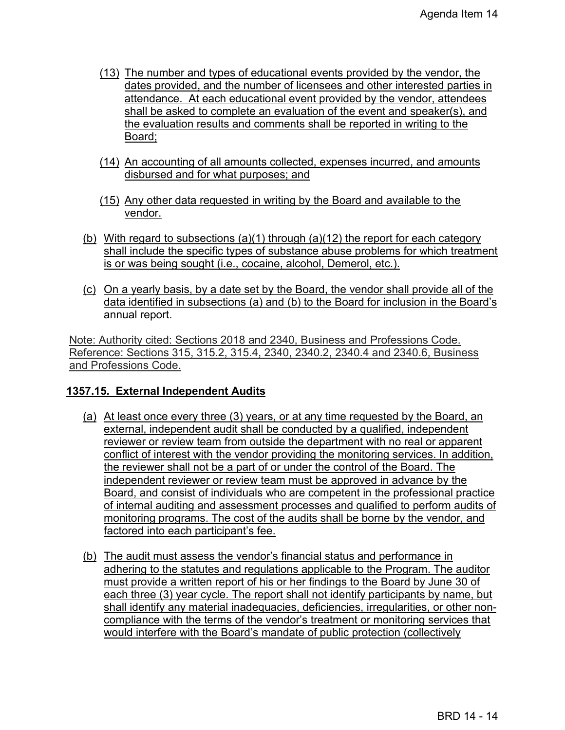(13) The number and types of educational events provided by the vendor, the dates provided, and the number of licensees and other interested parties in attendance. At each educational event provided by the vendor, attendees shall be asked to complete an evaluation of the event and speaker(s), and the evaluation results and comments shall be reported in writing to the Board;

(14) An accounting of all amounts collected, expenses incurred, and amounts disbursed and for what purposes; and

(15) Any other data requested in writing by the Board and available to the vendor.

(b) With regard to subsections (a)(1) through (a)(12) the report for each category shall include the specific types of substance abuse problems for which treatment is or was being sought (i.e., cocaine, alcohol, Demerol, etc.).

(c) On a yearly basis, by a date set by the Board, the vendor shall provide all of the data identified in subsections (a) and (b) to the Board for inclusion in the Board's annual report.

Note: Authority cited: Sections 2018 and 2340, Business and Professions Code. Reference: Sections 315, 315.2, 315.4, 2340, 2340.2, 2340.4 and 2340.6, Business and Professions Code.

**1357.15. External Independent Audits**

(a) At least once every three (3) years, or at any time requested by the Board, an external, independent audit shall be conducted by a qualified, independent reviewer or review team from outside the department with no real or apparent conflict of interest with the vendor providing the monitoring services. In addition, the reviewer shall not be a part of or under the control of the Board. The independent reviewer or review team must be approved in advance by the Board, and consist of individuals who are competent in the professional practice of internal auditing and assessment processes and qualified to perform audits of monitoring programs. The cost of the audits shall be borne by the vendor, and factored into each participant's fee.

(b) The audit must assess the vendor's financial status and performance in adhering to the statutes and regulations applicable to the Program. The auditor must provide a written report of his or her findings to the Board by June 30 of each three (3) year cycle. The report shall not identify participants by name, but shall identify any material inadequacies, deficiencies, irregularities, or other non-compliance with the terms of the vendor's treatment or monitoring services that would interfere with the Board's mandate of public protection (collectively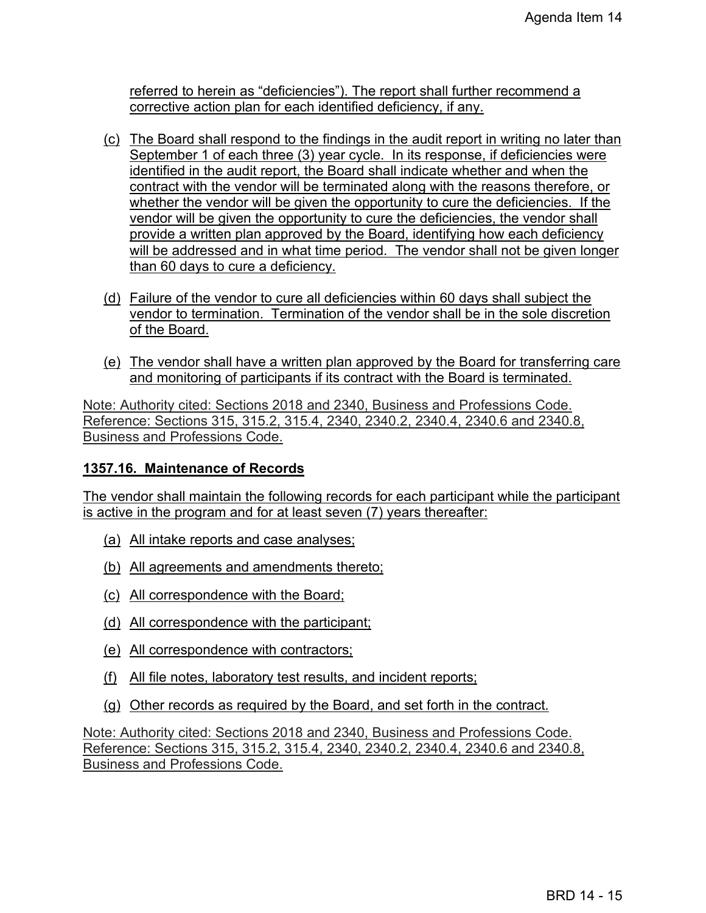referred to herein as "deficiencies"). The report shall further recommend a corrective action plan for each identified deficiency, if any.

(c) The Board shall respond to the findings in the audit report in writing no later than September 1 of each three (3) year cycle. In its response, if deficiencies were identified in the audit report, the Board shall indicate whether and when the contract with the vendor will be terminated along with the reasons therefore, or whether the vendor will be given the opportunity to cure the deficiencies. If the vendor will be given the opportunity to cure the deficiencies, the vendor shall provide a written plan approved by the Board, identifying how each deficiency will be addressed and in what time period. The vendor shall not be given longer than 60 days to cure a deficiency.

(d) Failure of the vendor to cure all deficiencies within 60 days shall subject the vendor to termination. Termination of the vendor shall be in the sole discretion of the Board.

(e) The vendor shall have a written plan approved by the Board for transferring care and monitoring of participants if its contract with the Board is terminated.

Note: Authority cited: Sections 2018 and 2340, Business and Professions Code. Reference: Sections 315, 315.2, 315.4, 2340, 2340.2, 2340.4, 2340.6 and 2340.8, Business and Professions Code.

**1357.16. Maintenance of Records**

The vendor shall maintain the following records for each participant while the participant is active in the program and for at least seven (7) years thereafter:

(a) All intake reports and case analyses;

(b) All agreements and amendments thereto;

(c) All correspondence with the Board;

(d) All correspondence with the participant;

(e) All correspondence with contractors;

(f) All file notes, laboratory test results, and incident reports;

(g) Other records as required by the Board, and set forth in the contract.

Note: Authority cited: Sections 2018 and 2340, Business and Professions Code. Reference: Sections 315, 315.2, 315.4, 2340, 2340.2, 2340.4, 2340.6 and 2340.8, Business and Professions Code.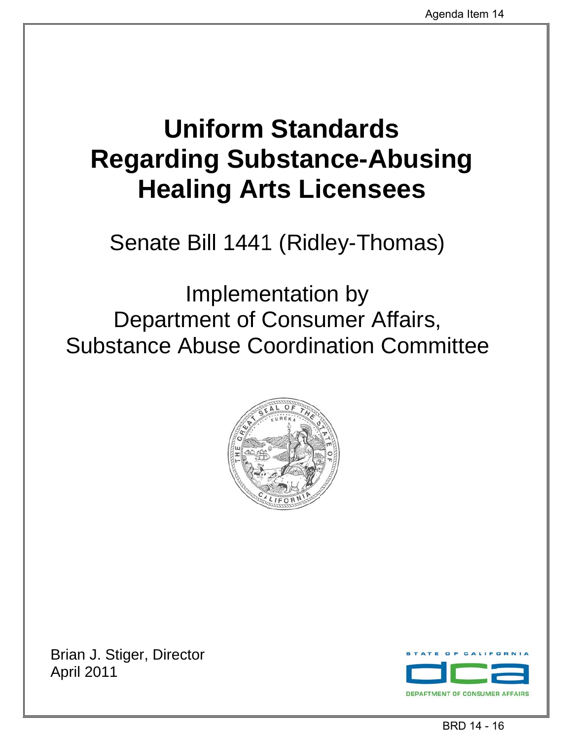# Uniform Standards Regarding Substance-Abusing Healing Arts Licensees

Senate Bill 1441 (Ridley-Thomas)

Implementation by Department of Consumer Affairs, Substance Abuse Coordination Committee

Brian J. Stiger, Director
April 2011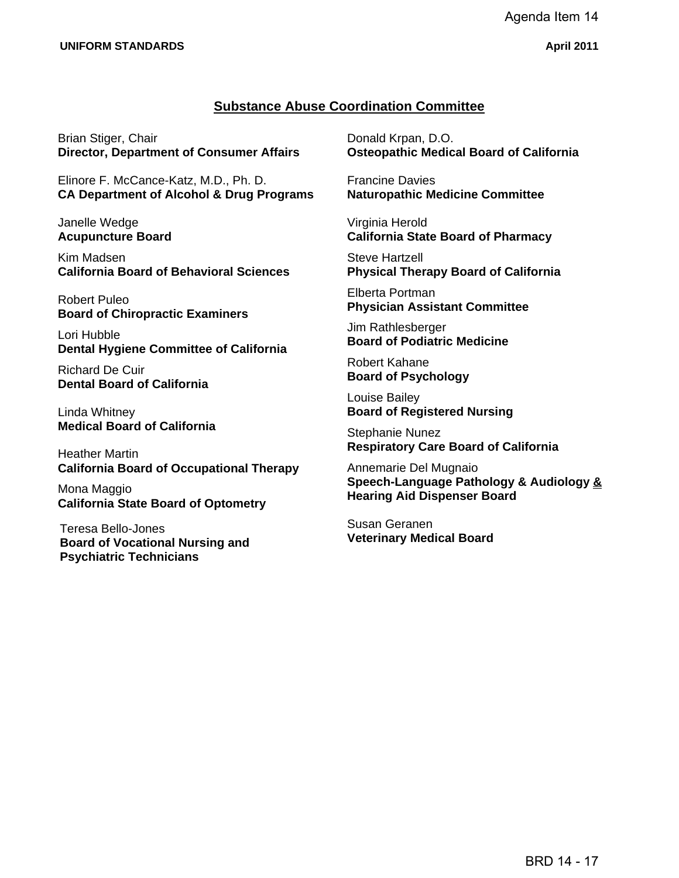## Substance Abuse Coordination Committee

Brian Stiger, Chair
**Director, Department of Consumer Affairs**

Elinore F. McCance-Katz, M.D., Ph. D.
**CA Department of Alcohol & Drug Programs**

Janelle Wedge
**Acupuncture Board**

Kim Madsen
**California Board of Behavioral Sciences**

Robert Puleo
**Board of Chiropractic Examiners**

Lori Hubble
**Dental Hygiene Committee of California**

Richard De Cuir
**Dental Board of California**

Linda Whitney
**Medical Board of California**

Heather Martin
**California Board of Occupational Therapy**

Mona Maggio
**California State Board of Optometry**

Teresa Bello-Jones
**Board of Vocational Nursing and Psychiatric Technicians**

Donald Krpan, D.O.
**Osteopathic Medical Board of California**

Francine Davies
**Naturopathic Medicine Committee**

Virginia Herold
**California State Board of Pharmacy**

Steve Hartzell
**Physical Therapy Board of California**

Elberta Portman
**Physician Assistant Committee**

Jim Rathlesberger
**Board of Podiatric Medicine**

Robert Kahane
**Board of Psychology**

Louise Bailey
**Board of Registered Nursing**

Stephanie Nunez
**Respiratory Care Board of California**

Annemarie Del Mugnaio
**Speech-Language Pathology & Audiology & Hearing Aid Dispenser Board**

Susan Geranen
**Veterinary Medical Board**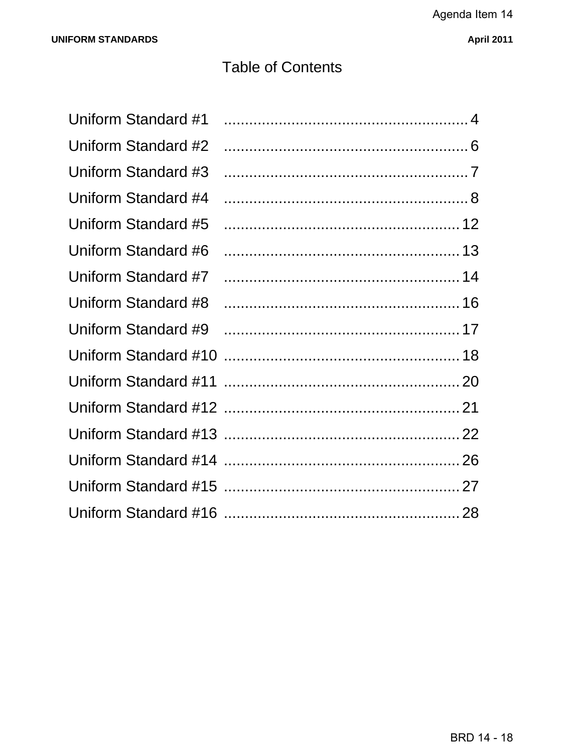# Table of Contents

| | |
|---|---|
| Uniform Standard #1 | 4 |
| Uniform Standard #2 | 6 |
| Uniform Standard #3 | 7 |
| Uniform Standard #4 | 8 |
| Uniform Standard #5 | 12 |
| Uniform Standard #6 | 13 |
| Uniform Standard #7 | 14 |
| Uniform Standard #8 | 16 |
| Uniform Standard #9 | 17 |
| Uniform Standard #10 | 18 |
| Uniform Standard #11 | 20 |
| Uniform Standard #12 | 21 |
| Uniform Standard #13 | 22 |
| Uniform Standard #14 | 26 |
| Uniform Standard #15 | 27 |
| Uniform Standard #16 | 28 |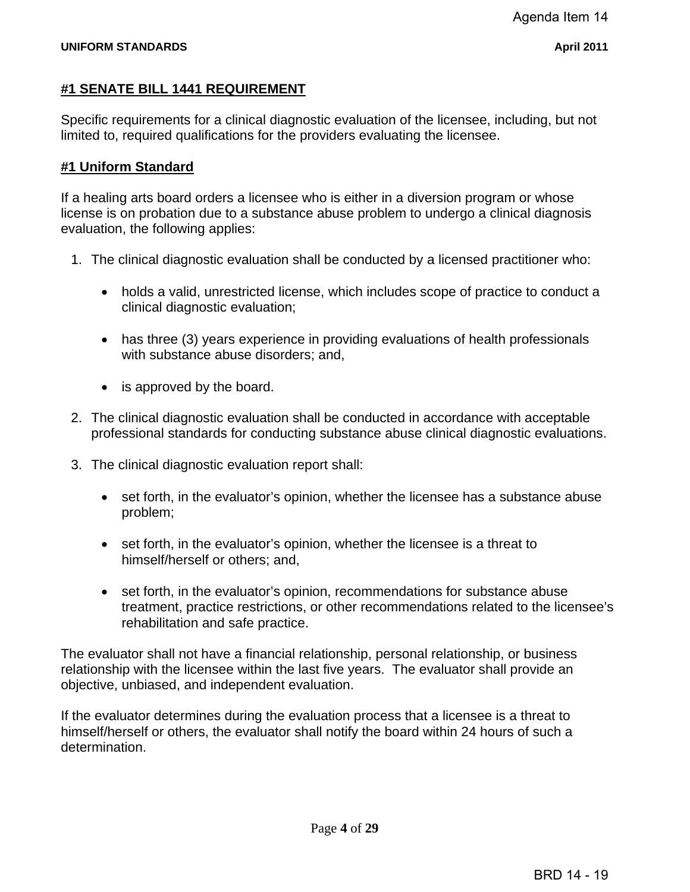#### #1 SENATE BILL 1441 REQUIREMENT

Specific requirements for a clinical diagnostic evaluation of the licensee, including, but not limited to, required qualifications for the providers evaluating the licensee.

#### #1 Uniform Standard

If a healing arts board orders a licensee who is either in a diversion program or whose license is on probation due to a substance abuse problem to undergo a clinical diagnosis evaluation, the following applies:

1. The clinical diagnostic evaluation shall be conducted by a licensed practitioner who:

    - holds a valid, unrestricted license, which includes scope of practice to conduct a clinical diagnostic evaluation;

    - has three (3) years experience in providing evaluations of health professionals with substance abuse disorders; and,

    - is approved by the board.

2. The clinical diagnostic evaluation shall be conducted in accordance with acceptable professional standards for conducting substance abuse clinical diagnostic evaluations.

3. The clinical diagnostic evaluation report shall:

    - set forth, in the evaluator's opinion, whether the licensee has a substance abuse problem;

    - set forth, in the evaluator's opinion, whether the licensee is a threat to himself/herself or others; and,

    - set forth, in the evaluator's opinion, recommendations for substance abuse treatment, practice restrictions, or other recommendations related to the licensee's rehabilitation and safe practice.

The evaluator shall not have a financial relationship, personal relationship, or business relationship with the licensee within the last five years. The evaluator shall provide an objective, unbiased, and independent evaluation.

If the evaluator determines during the evaluation process that a licensee is a threat to himself/herself or others, the evaluator shall notify the board within 24 hours of such a determination.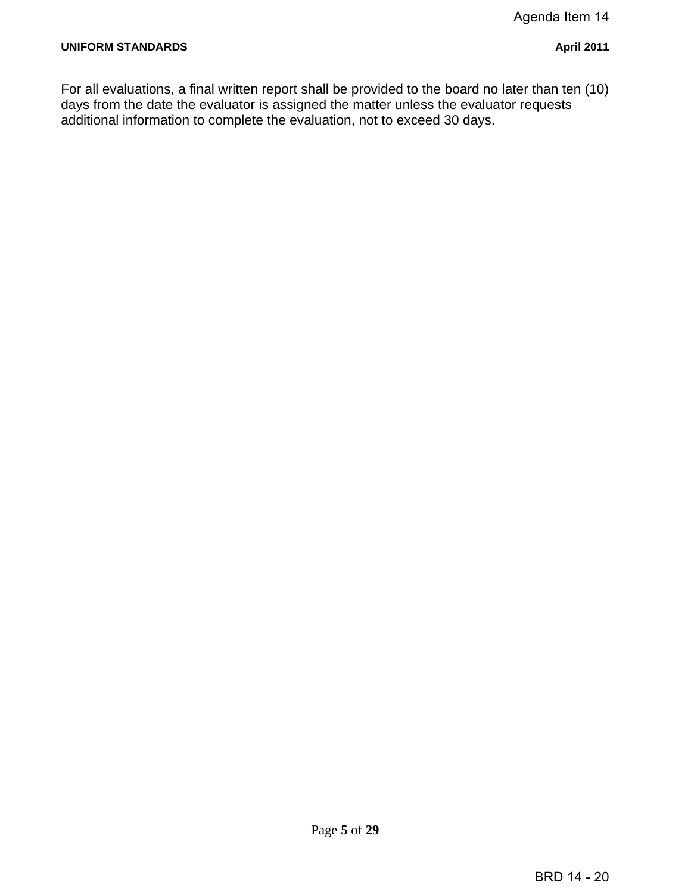For all evaluations, a final written report shall be provided to the board no later than ten (10) days from the date the evaluator is assigned the matter unless the evaluator requests additional information to complete the evaluation, not to exceed 30 days.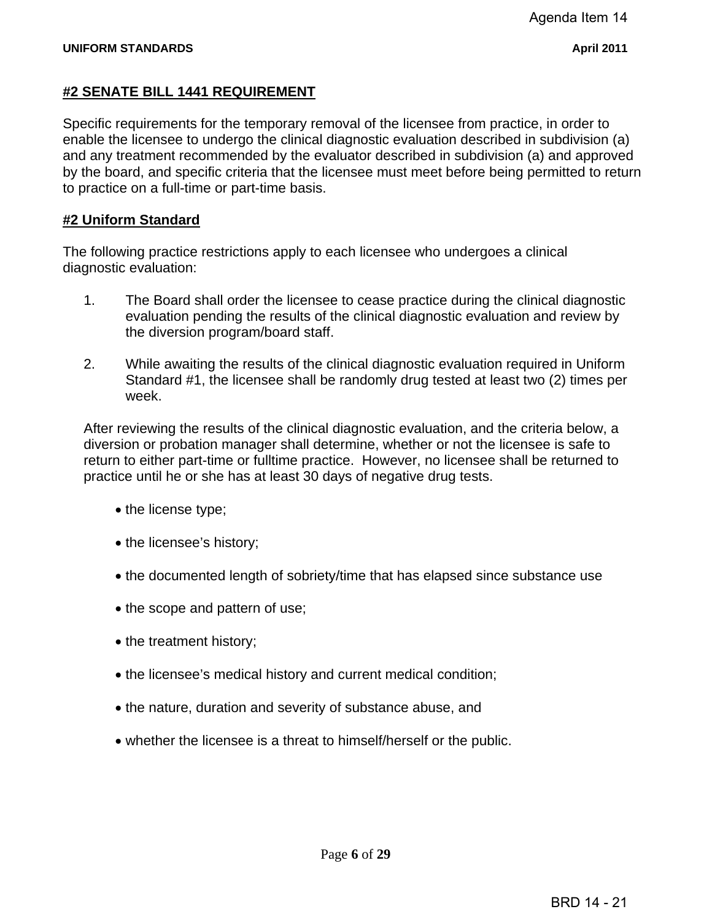#### #2 SENATE BILL 1441 REQUIREMENT

Specific requirements for the temporary removal of the licensee from practice, in order to enable the licensee to undergo the clinical diagnostic evaluation described in subdivision (a) and any treatment recommended by the evaluator described in subdivision (a) and approved by the board, and specific criteria that the licensee must meet before being permitted to return to practice on a full-time or part-time basis.

#### #2 Uniform Standard

The following practice restrictions apply to each licensee who undergoes a clinical diagnostic evaluation:

1. The Board shall order the licensee to cease practice during the clinical diagnostic evaluation pending the results of the clinical diagnostic evaluation and review by the diversion program/board staff.

2. While awaiting the results of the clinical diagnostic evaluation required in Uniform Standard #1, the licensee shall be randomly drug tested at least two (2) times per week.

After reviewing the results of the clinical diagnostic evaluation, and the criteria below, a diversion or probation manager shall determine, whether or not the licensee is safe to return to either part-time or fulltime practice. However, no licensee shall be returned to practice until he or she has at least 30 days of negative drug tests.

- the license type;
- the licensee's history;
- the documented length of sobriety/time that has elapsed since substance use
- the scope and pattern of use;
- the treatment history;
- the licensee's medical history and current medical condition;
- the nature, duration and severity of substance abuse, and
- whether the licensee is a threat to himself/herself or the public.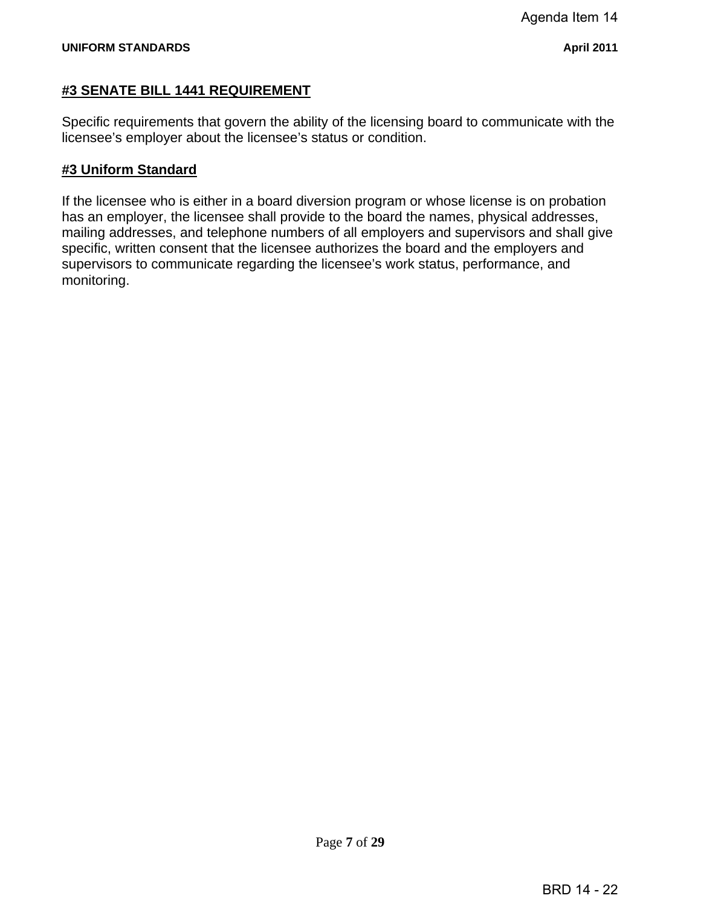## #3 SENATE BILL 1441 REQUIREMENT

Specific requirements that govern the ability of the licensing board to communicate with the licensee's employer about the licensee's status or condition.

## #3 Uniform Standard

If the licensee who is either in a board diversion program or whose license is on probation has an employer, the licensee shall provide to the board the names, physical addresses, mailing addresses, and telephone numbers of all employers and supervisors and shall give specific, written consent that the licensee authorizes the board and the employers and supervisors to communicate regarding the licensee's work status, performance, and monitoring.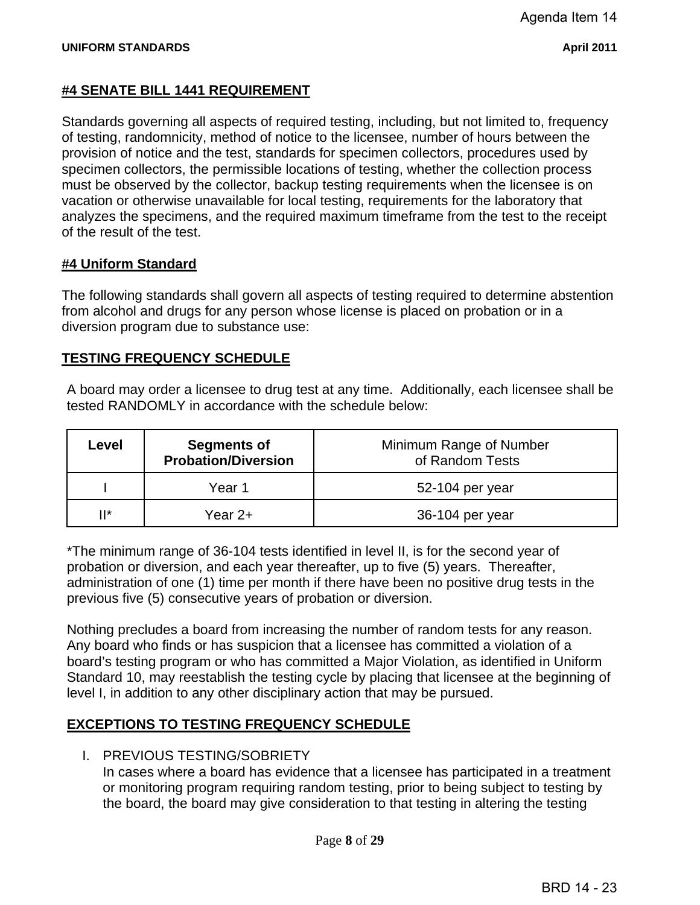#### #4 SENATE BILL 1441 REQUIREMENT

Standards governing all aspects of required testing, including, but not limited to, frequency of testing, randomnicity, method of notice to the licensee, number of hours between the provision of notice and the test, standards for specimen collectors, procedures used by specimen collectors, the permissible locations of testing, whether the collection process must be observed by the collector, backup testing requirements when the licensee is on vacation or otherwise unavailable for local testing, requirements for the laboratory that analyzes the specimens, and the required maximum timeframe from the test to the receipt of the result of the test.

#### #4 Uniform Standard

The following standards shall govern all aspects of testing required to determine abstention from alcohol and drugs for any person whose license is placed on probation or in a diversion program due to substance use:

#### TESTING FREQUENCY SCHEDULE

A board may order a licensee to drug test at any time. Additionally, each licensee shall be tested RANDOMLY in accordance with the schedule below:

| Level | Segments of Probation/Diversion | Minimum Range of Number of Random Tests |
|---|---|---|
| I | Year 1 | 52-104 per year |
| II* | Year 2+ | 36-104 per year |

*The minimum range of 36-104 tests identified in level II, is for the second year of probation or diversion, and each year thereafter, up to five (5) years. Thereafter, administration of one (1) time per month if there have been no positive drug tests in the previous five (5) consecutive years of probation or diversion.

Nothing precludes a board from increasing the number of random tests for any reason. Any board who finds or has suspicion that a licensee has committed a violation of a board's testing program or who has committed a Major Violation, as identified in Uniform Standard 10, may reestablish the testing cycle by placing that licensee at the beginning of level I, in addition to any other disciplinary action that may be pursued.

#### EXCEPTIONS TO TESTING FREQUENCY SCHEDULE

I. PREVIOUS TESTING/SOBRIETY
In cases where a board has evidence that a licensee has participated in a treatment or monitoring program requiring random testing, prior to being subject to testing by the board, the board may give consideration to that testing in altering the testing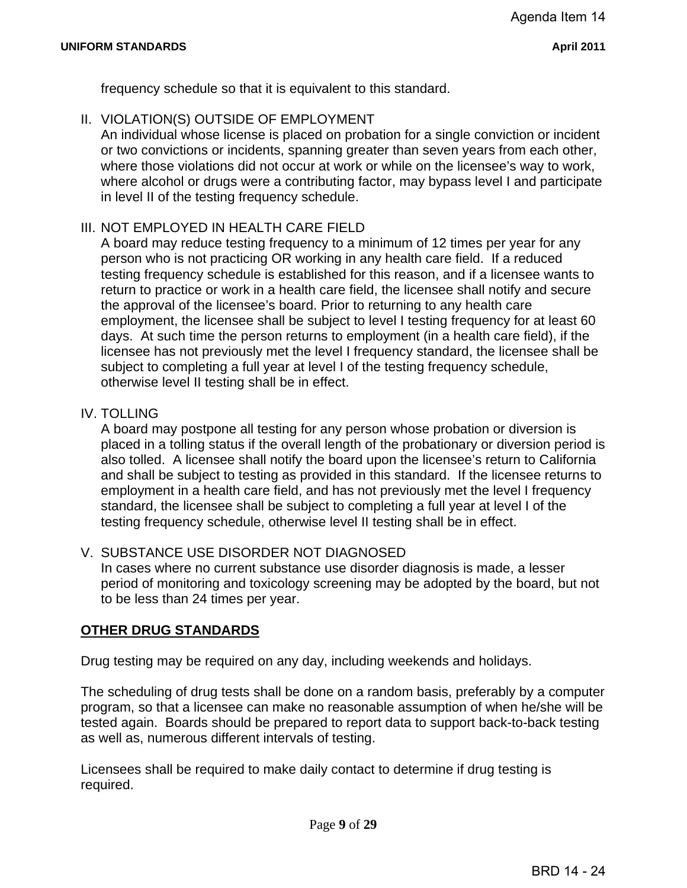frequency schedule so that it is equivalent to this standard.

II. VIOLATION(S) OUTSIDE OF EMPLOYMENT
An individual whose license is placed on probation for a single conviction or incident or two convictions or incidents, spanning greater than seven years from each other, where those violations did not occur at work or while on the licensee's way to work, where alcohol or drugs were a contributing factor, may bypass level I and participate in level II of the testing frequency schedule.

III. NOT EMPLOYED IN HEALTH CARE FIELD
A board may reduce testing frequency to a minimum of 12 times per year for any person who is not practicing OR working in any health care field. If a reduced testing frequency schedule is established for this reason, and if a licensee wants to return to practice or work in a health care field, the licensee shall notify and secure the approval of the licensee's board. Prior to returning to any health care employment, the licensee shall be subject to level I testing frequency for at least 60 days. At such time the person returns to employment (in a health care field), if the licensee has not previously met the level I frequency standard, the licensee shall be subject to completing a full year at level I of the testing frequency schedule, otherwise level II testing shall be in effect.

IV. TOLLING
A board may postpone all testing for any person whose probation or diversion is placed in a tolling status if the overall length of the probationary or diversion period is also tolled. A licensee shall notify the board upon the licensee's return to California and shall be subject to testing as provided in this standard. If the licensee returns to employment in a health care field, and has not previously met the level I frequency standard, the licensee shall be subject to completing a full year at level I of the testing frequency schedule, otherwise level II testing shall be in effect.

V. SUBSTANCE USE DISORDER NOT DIAGNOSED
In cases where no current substance use disorder diagnosis is made, a lesser period of monitoring and toxicology screening may be adopted by the board, but not to be less than 24 times per year.

**OTHER DRUG STANDARDS**

Drug testing may be required on any day, including weekends and holidays.

The scheduling of drug tests shall be done on a random basis, preferably by a computer program, so that a licensee can make no reasonable assumption of when he/she will be tested again. Boards should be prepared to report data to support back-to-back testing as well as, numerous different intervals of testing.

Licensees shall be required to make daily contact to determine if drug testing is required.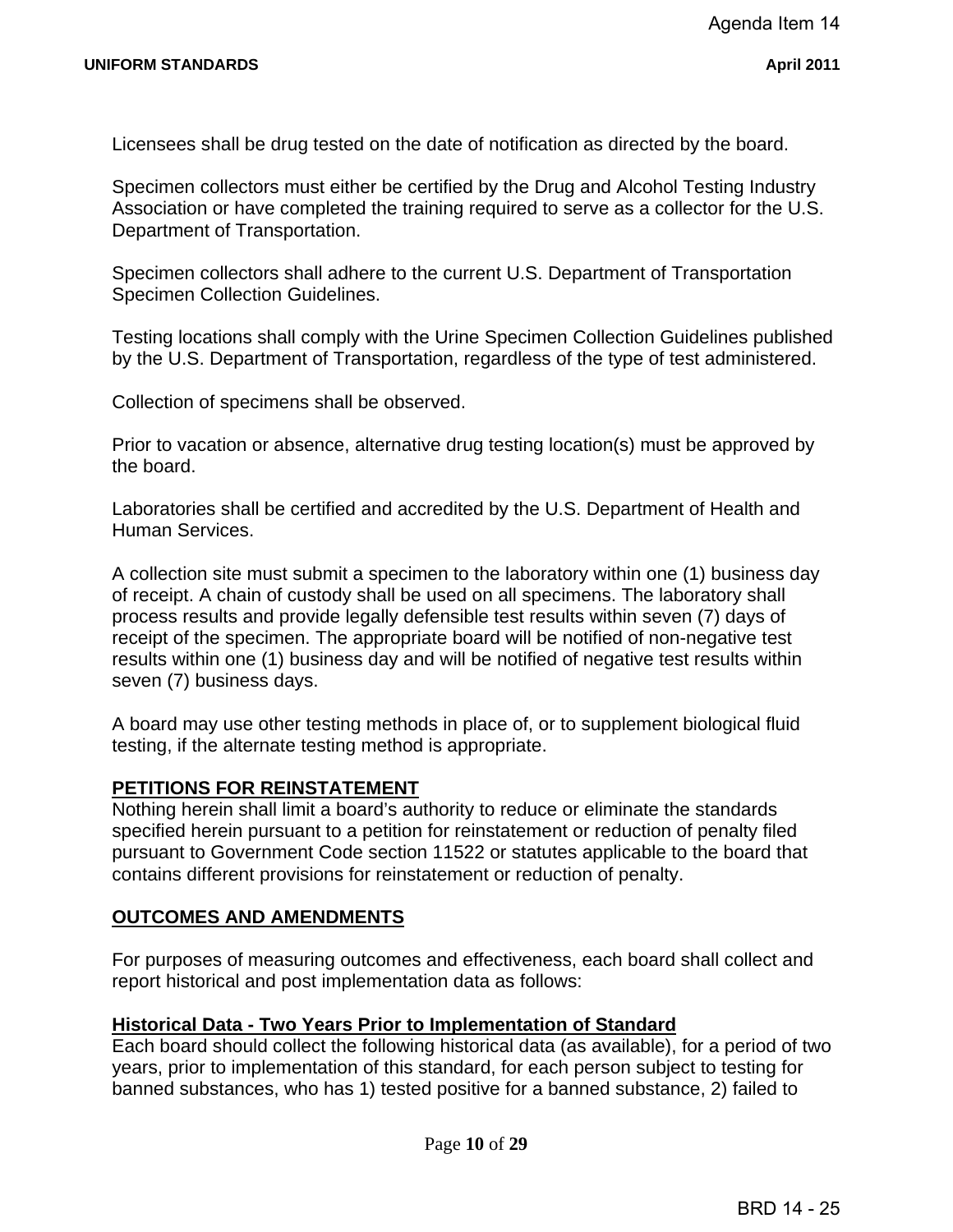Licensees shall be drug tested on the date of notification as directed by the board.

Specimen collectors must either be certified by the Drug and Alcohol Testing Industry Association or have completed the training required to serve as a collector for the U.S. Department of Transportation.

Specimen collectors shall adhere to the current U.S. Department of Transportation Specimen Collection Guidelines.

Testing locations shall comply with the Urine Specimen Collection Guidelines published by the U.S. Department of Transportation, regardless of the type of test administered.

Collection of specimens shall be observed.

Prior to vacation or absence, alternative drug testing location(s) must be approved by the board.

Laboratories shall be certified and accredited by the U.S. Department of Health and Human Services.

A collection site must submit a specimen to the laboratory within one (1) business day of receipt. A chain of custody shall be used on all specimens. The laboratory shall process results and provide legally defensible test results within seven (7) days of receipt of the specimen. The appropriate board will be notified of non-negative test results within one (1) business day and will be notified of negative test results within seven (7) business days.

A board may use other testing methods in place of, or to supplement biological fluid testing, if the alternate testing method is appropriate.

## PETITIONS FOR REINSTATEMENT

Nothing herein shall limit a board's authority to reduce or eliminate the standards specified herein pursuant to a petition for reinstatement or reduction of penalty filed pursuant to Government Code section 11522 or statutes applicable to the board that contains different provisions for reinstatement or reduction of penalty.

## OUTCOMES AND AMENDMENTS

For purposes of measuring outcomes and effectiveness, each board shall collect and report historical and post implementation data as follows:

### Historical Data - Two Years Prior to Implementation of Standard

Each board should collect the following historical data (as available), for a period of two years, prior to implementation of this standard, for each person subject to testing for banned substances, who has 1) tested positive for a banned substance, 2) failed to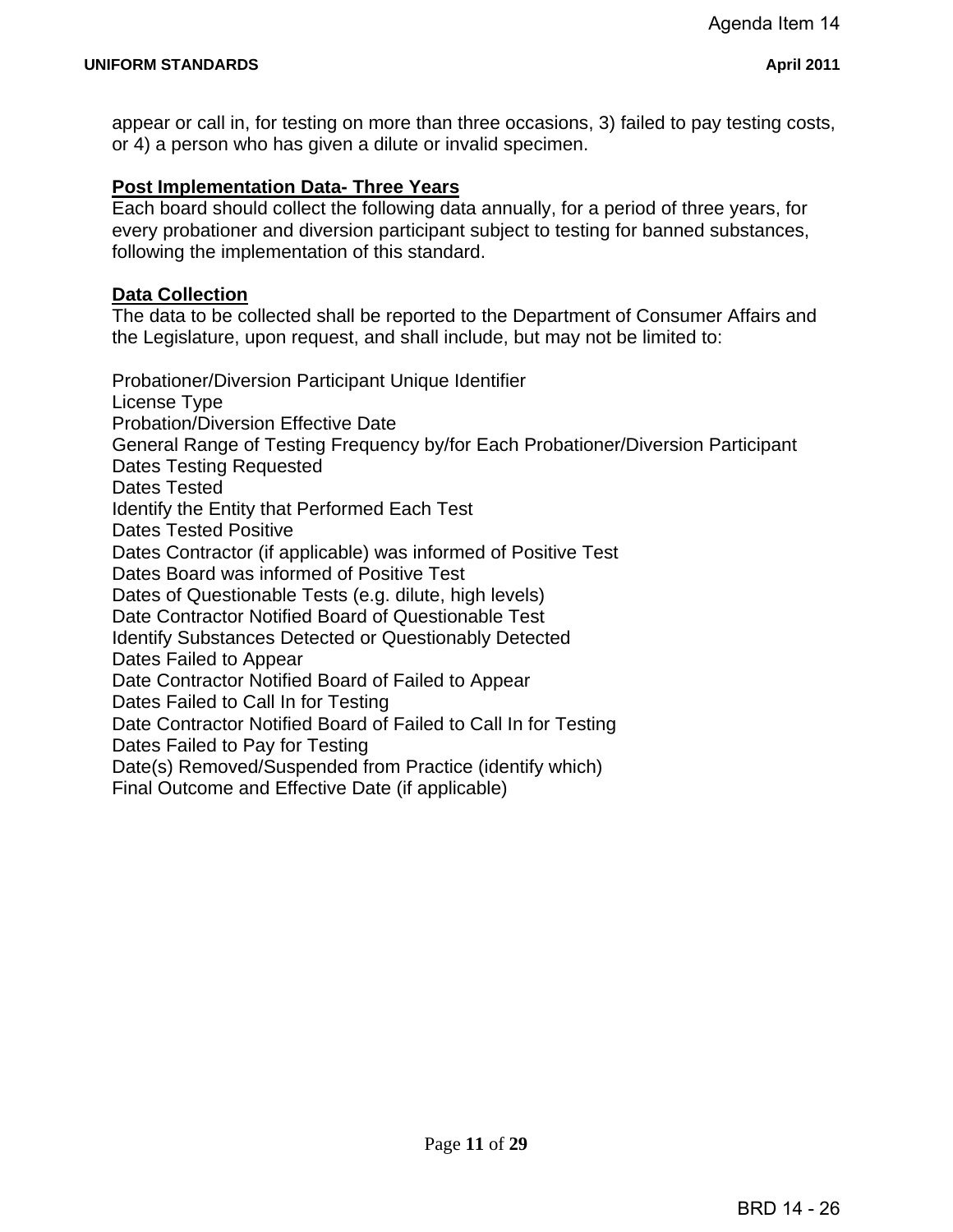appear or call in, for testing on more than three occasions, 3) failed to pay testing costs, or 4) a person who has given a dilute or invalid specimen.

**Post Implementation Data- Three Years**

Each board should collect the following data annually, for a period of three years, for every probationer and diversion participant subject to testing for banned substances, following the implementation of this standard.

**Data Collection**

The data to be collected shall be reported to the Department of Consumer Affairs and the Legislature, upon request, and shall include, but may not be limited to:

Probationer/Diversion Participant Unique Identifier
License Type
Probation/Diversion Effective Date
General Range of Testing Frequency by/for Each Probationer/Diversion Participant
Dates Testing Requested
Dates Tested
Identify the Entity that Performed Each Test
Dates Tested Positive
Dates Contractor (if applicable) was informed of Positive Test
Dates Board was informed of Positive Test
Dates of Questionable Tests (e.g. dilute, high levels)
Date Contractor Notified Board of Questionable Test
Identify Substances Detected or Questionably Detected
Dates Failed to Appear
Date Contractor Notified Board of Failed to Appear
Dates Failed to Call In for Testing
Date Contractor Notified Board of Failed to Call In for Testing
Dates Failed to Pay for Testing
Date(s) Removed/Suspended from Practice (identify which)
Final Outcome and Effective Date (if applicable)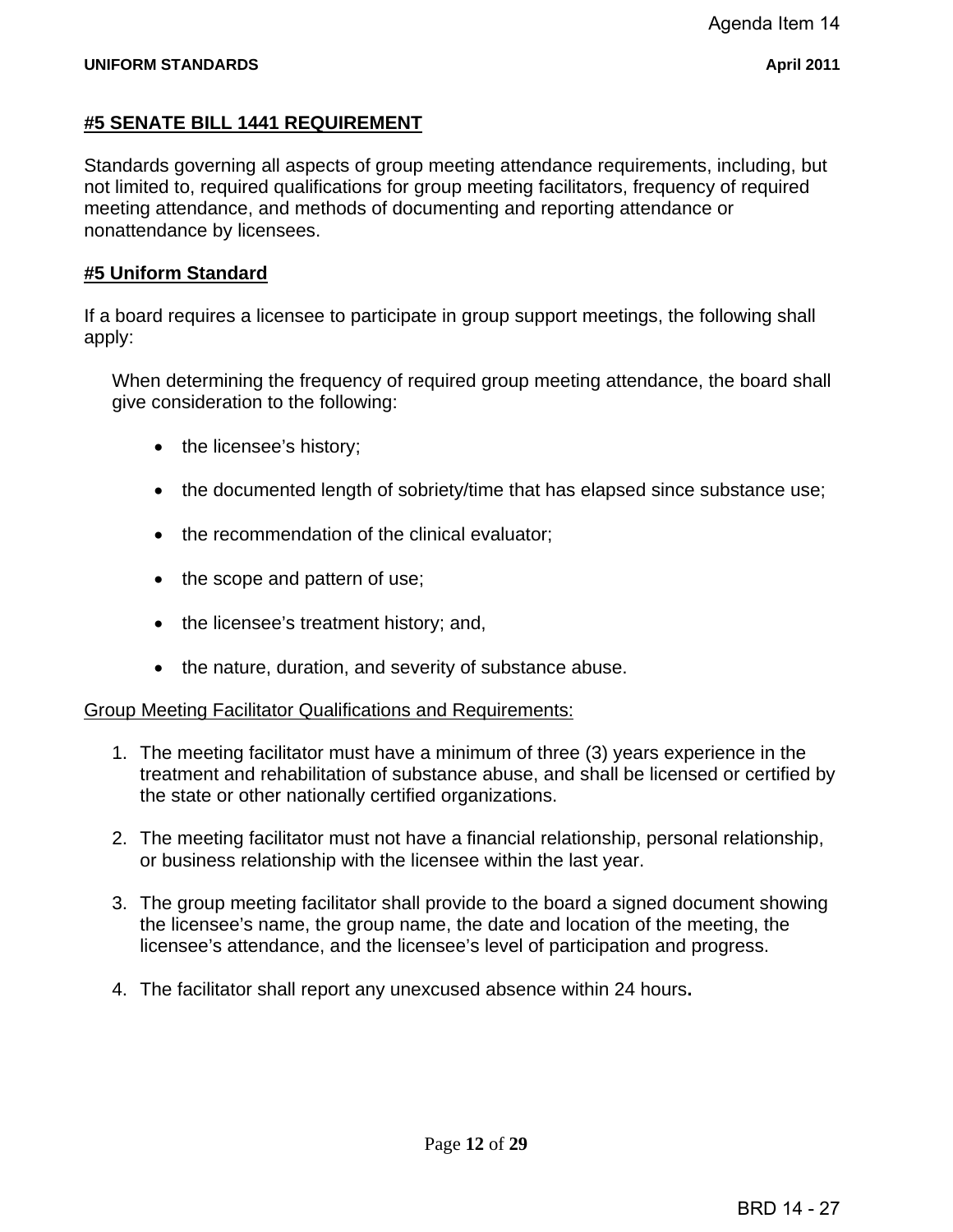## #5 SENATE BILL 1441 REQUIREMENT

Standards governing all aspects of group meeting attendance requirements, including, but not limited to, required qualifications for group meeting facilitators, frequency of required meeting attendance, and methods of documenting and reporting attendance or nonattendance by licensees.

## #5 Uniform Standard

If a board requires a licensee to participate in group support meetings, the following shall apply:

When determining the frequency of required group meeting attendance, the board shall give consideration to the following:

- the licensee's history;
- the documented length of sobriety/time that has elapsed since substance use;
- the recommendation of the clinical evaluator;
- the scope and pattern of use;
- the licensee's treatment history; and,
- the nature, duration, and severity of substance abuse.

Group Meeting Facilitator Qualifications and Requirements:

1. The meeting facilitator must have a minimum of three (3) years experience in the treatment and rehabilitation of substance abuse, and shall be licensed or certified by the state or other nationally certified organizations.

2. The meeting facilitator must not have a financial relationship, personal relationship, or business relationship with the licensee within the last year.

3. The group meeting facilitator shall provide to the board a signed document showing the licensee's name, the group name, the date and location of the meeting, the licensee's attendance, and the licensee's level of participation and progress.

4. The facilitator shall report any unexcused absence within 24 hours**.**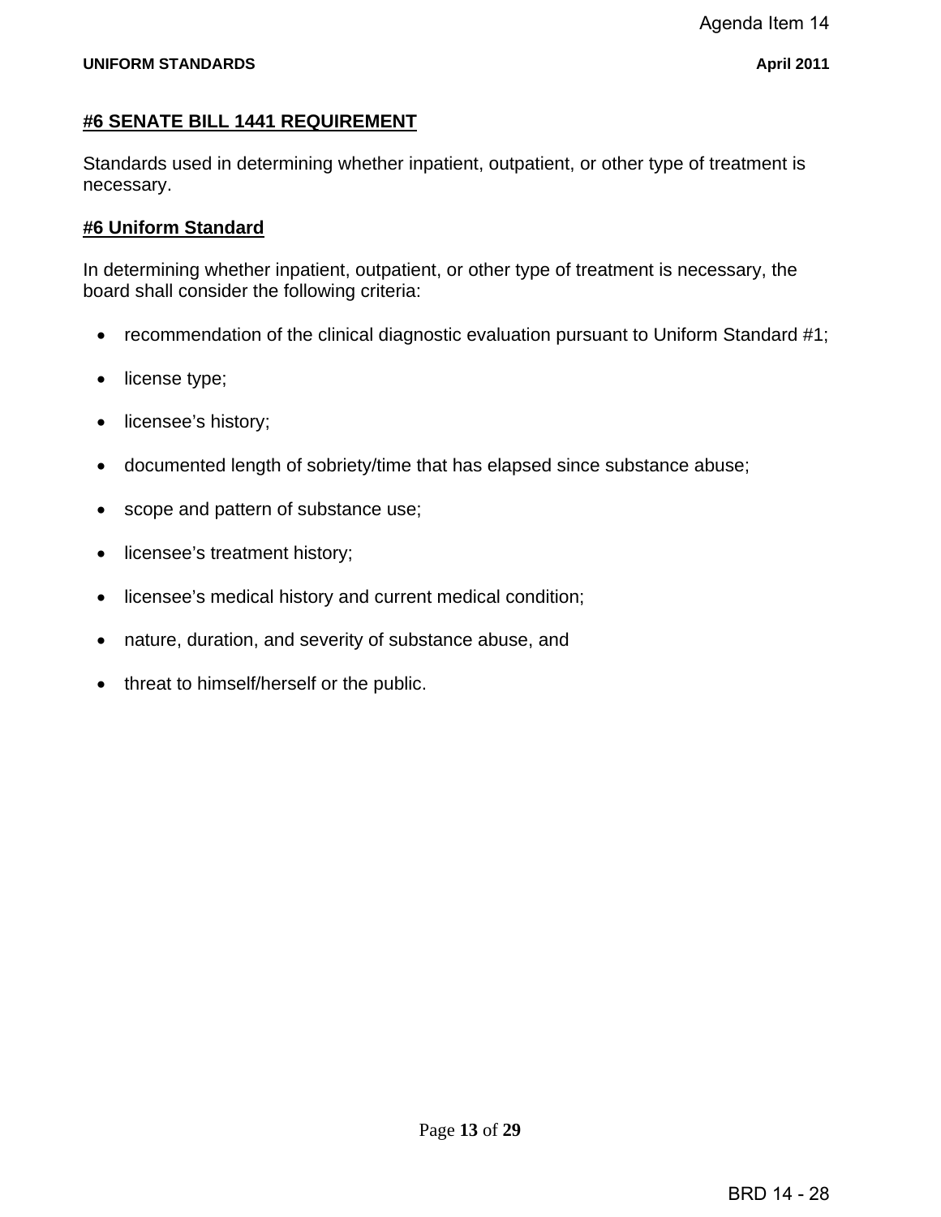#6 SENATE BILL 1441 REQUIREMENT

Standards used in determining whether inpatient, outpatient, or other type of treatment is necessary.

#6 Uniform Standard

In determining whether inpatient, outpatient, or other type of treatment is necessary, the board shall consider the following criteria:

- recommendation of the clinical diagnostic evaluation pursuant to Uniform Standard #1;
- license type;
- licensee's history;
- documented length of sobriety/time that has elapsed since substance abuse;
- scope and pattern of substance use;
- licensee's treatment history;
- licensee's medical history and current medical condition;
- nature, duration, and severity of substance abuse, and
- threat to himself/herself or the public.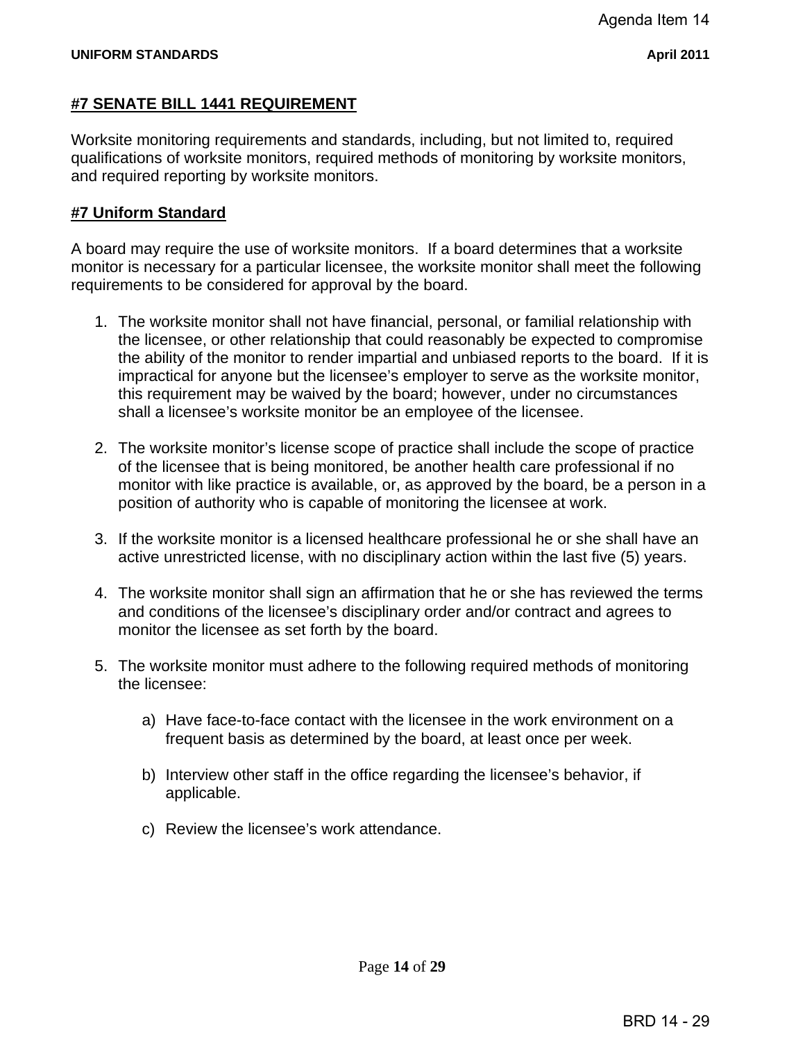## #7 SENATE BILL 1441 REQUIREMENT

Worksite monitoring requirements and standards, including, but not limited to, required qualifications of worksite monitors, required methods of monitoring by worksite monitors, and required reporting by worksite monitors.

## #7 Uniform Standard

A board may require the use of worksite monitors. If a board determines that a worksite monitor is necessary for a particular licensee, the worksite monitor shall meet the following requirements to be considered for approval by the board.

1. The worksite monitor shall not have financial, personal, or familial relationship with the licensee, or other relationship that could reasonably be expected to compromise the ability of the monitor to render impartial and unbiased reports to the board. If it is impractical for anyone but the licensee's employer to serve as the worksite monitor, this requirement may be waived by the board; however, under no circumstances shall a licensee's worksite monitor be an employee of the licensee.

2. The worksite monitor's license scope of practice shall include the scope of practice of the licensee that is being monitored, be another health care professional if no monitor with like practice is available, or, as approved by the board, be a person in a position of authority who is capable of monitoring the licensee at work.

3. If the worksite monitor is a licensed healthcare professional he or she shall have an active unrestricted license, with no disciplinary action within the last five (5) years.

4. The worksite monitor shall sign an affirmation that he or she has reviewed the terms and conditions of the licensee's disciplinary order and/or contract and agrees to monitor the licensee as set forth by the board.

5. The worksite monitor must adhere to the following required methods of monitoring the licensee:

    a) Have face-to-face contact with the licensee in the work environment on a frequent basis as determined by the board, at least once per week.

    b) Interview other staff in the office regarding the licensee's behavior, if applicable.

    c) Review the licensee's work attendance.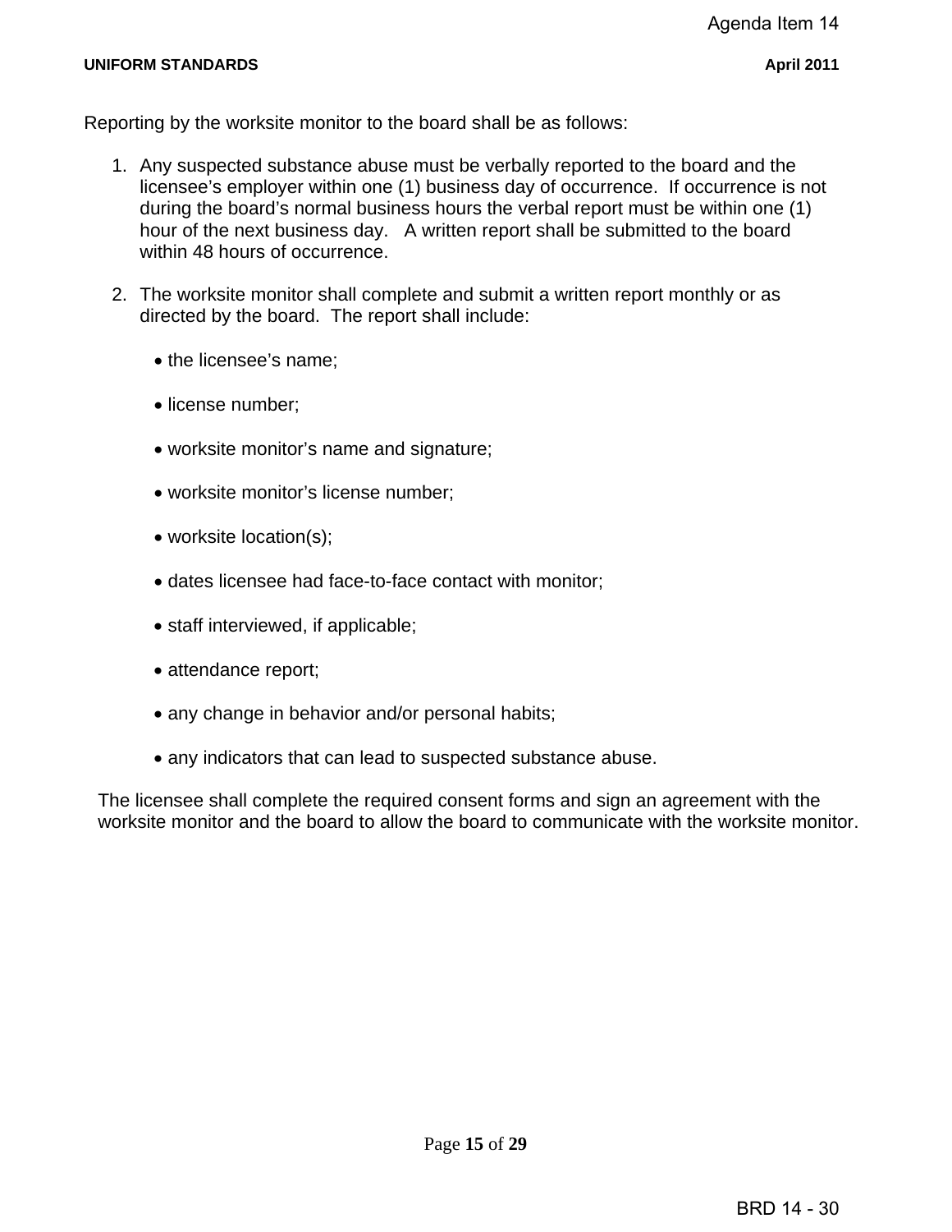Reporting by the worksite monitor to the board shall be as follows:

1. Any suspected substance abuse must be verbally reported to the board and the licensee's employer within one (1) business day of occurrence. If occurrence is not during the board's normal business hours the verbal report must be within one (1) hour of the next business day. A written report shall be submitted to the board within 48 hours of occurrence.

2. The worksite monitor shall complete and submit a written report monthly or as directed by the board. The report shall include:

   - the licensee's name;
   - license number;
   - worksite monitor's name and signature;
   - worksite monitor's license number;
   - worksite location(s);
   - dates licensee had face-to-face contact with monitor;
   - staff interviewed, if applicable;
   - attendance report;
   - any change in behavior and/or personal habits;
   - any indicators that can lead to suspected substance abuse.

The licensee shall complete the required consent forms and sign an agreement with the worksite monitor and the board to allow the board to communicate with the worksite monitor.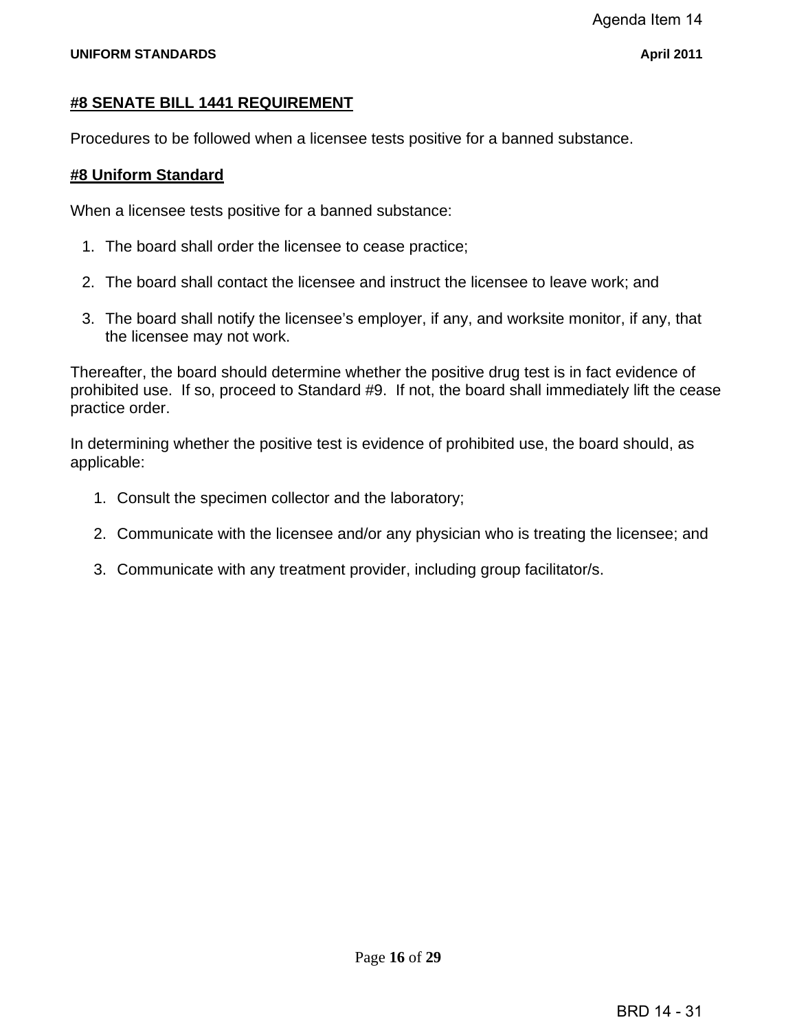## #8 SENATE BILL 1441 REQUIREMENT

Procedures to be followed when a licensee tests positive for a banned substance.

## #8 Uniform Standard

When a licensee tests positive for a banned substance:

1. The board shall order the licensee to cease practice;

2. The board shall contact the licensee and instruct the licensee to leave work; and

3. The board shall notify the licensee's employer, if any, and worksite monitor, if any, that the licensee may not work.

Thereafter, the board should determine whether the positive drug test is in fact evidence of prohibited use. If so, proceed to Standard #9. If not, the board shall immediately lift the cease practice order.

In determining whether the positive test is evidence of prohibited use, the board should, as applicable:

1. Consult the specimen collector and the laboratory;

2. Communicate with the licensee and/or any physician who is treating the licensee; and

3. Communicate with any treatment provider, including group facilitator/s.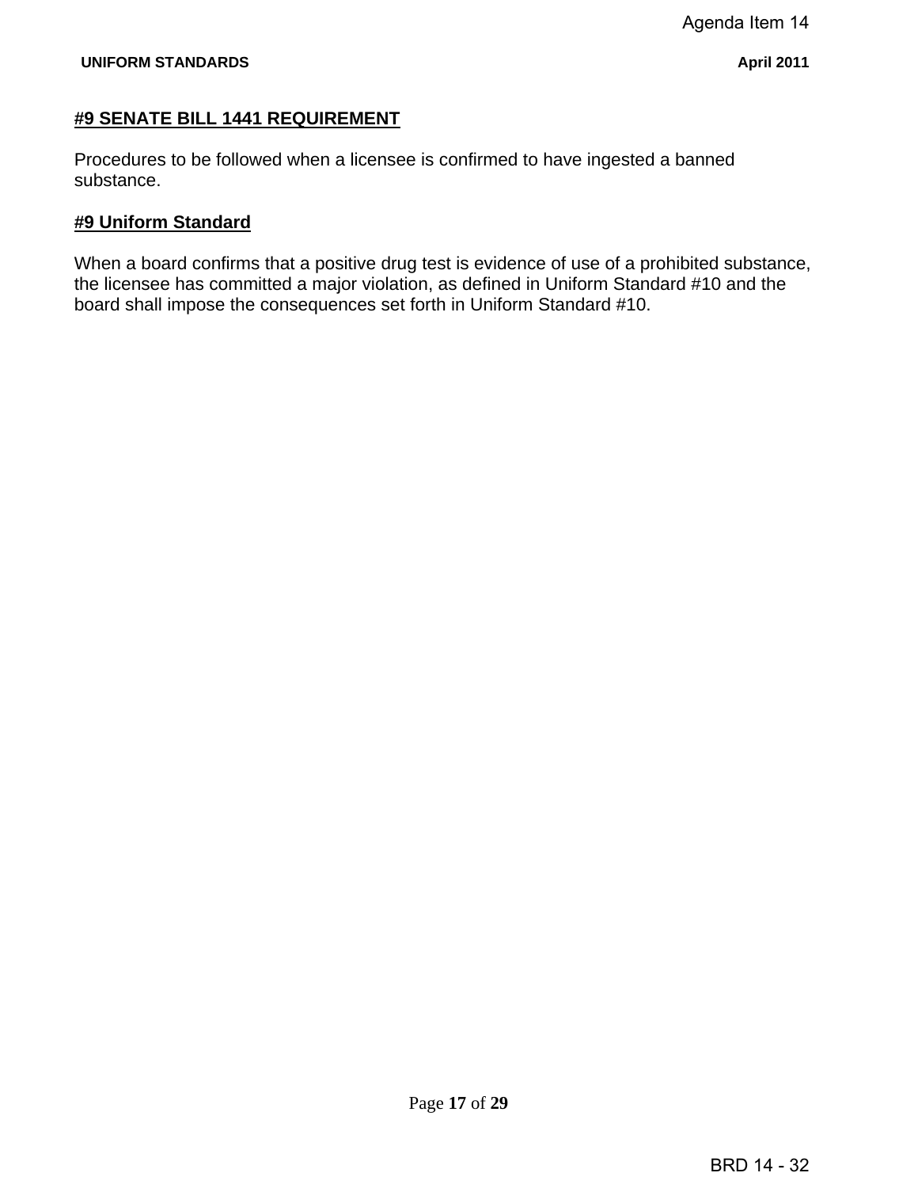#9 SENATE BILL 1441 REQUIREMENT

Procedures to be followed when a licensee is confirmed to have ingested a banned substance.

#9 Uniform Standard

When a board confirms that a positive drug test is evidence of use of a prohibited substance, the licensee has committed a major violation, as defined in Uniform Standard #10 and the board shall impose the consequences set forth in Uniform Standard #10.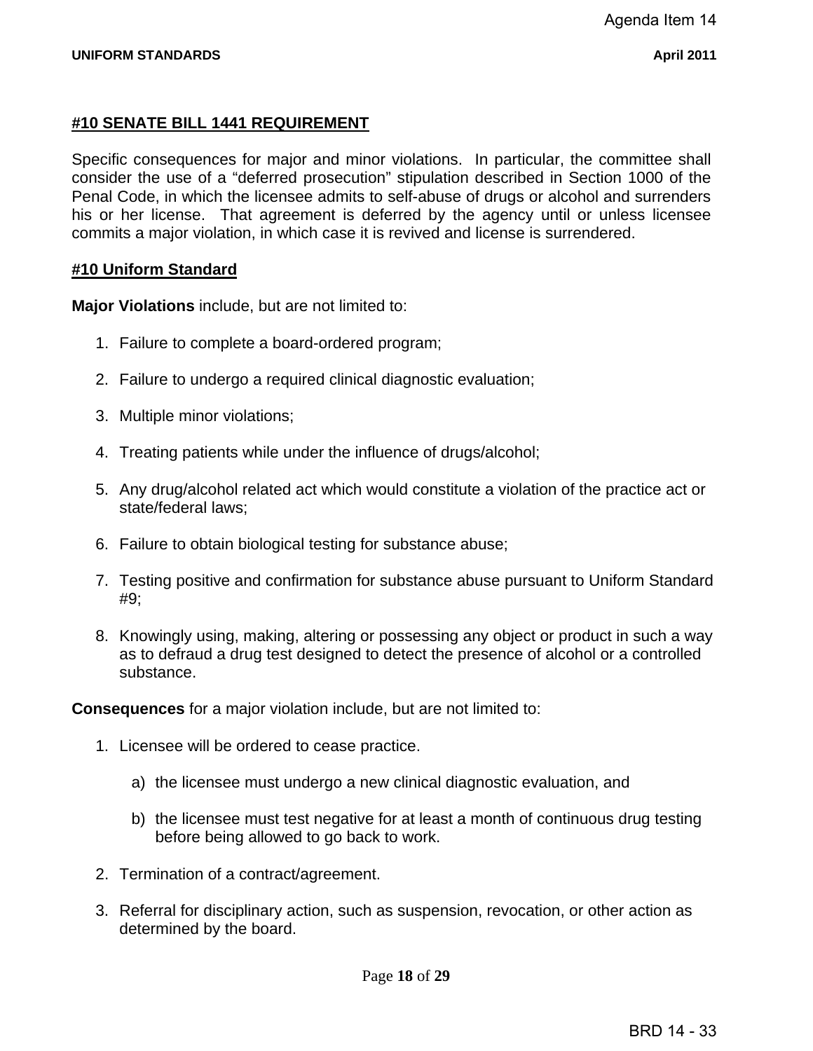### #10 SENATE BILL 1441 REQUIREMENT

Specific consequences for major and minor violations. In particular, the committee shall consider the use of a "deferred prosecution" stipulation described in Section 1000 of the Penal Code, in which the licensee admits to self-abuse of drugs or alcohol and surrenders his or her license. That agreement is deferred by the agency until or unless licensee commits a major violation, in which case it is revived and license is surrendered.

### #10 Uniform Standard

**Major Violations** include, but are not limited to:

1. Failure to complete a board-ordered program;
2. Failure to undergo a required clinical diagnostic evaluation;
3. Multiple minor violations;
4. Treating patients while under the influence of drugs/alcohol;
5. Any drug/alcohol related act which would constitute a violation of the practice act or state/federal laws;
6. Failure to obtain biological testing for substance abuse;
7. Testing positive and confirmation for substance abuse pursuant to Uniform Standard #9;
8. Knowingly using, making, altering or possessing any object or product in such a way as to defraud a drug test designed to detect the presence of alcohol or a controlled substance.

**Consequences** for a major violation include, but are not limited to:

1. Licensee will be ordered to cease practice.
   a) the licensee must undergo a new clinical diagnostic evaluation, and
   b) the licensee must test negative for at least a month of continuous drug testing before being allowed to go back to work.
2. Termination of a contract/agreement.
3. Referral for disciplinary action, such as suspension, revocation, or other action as determined by the board.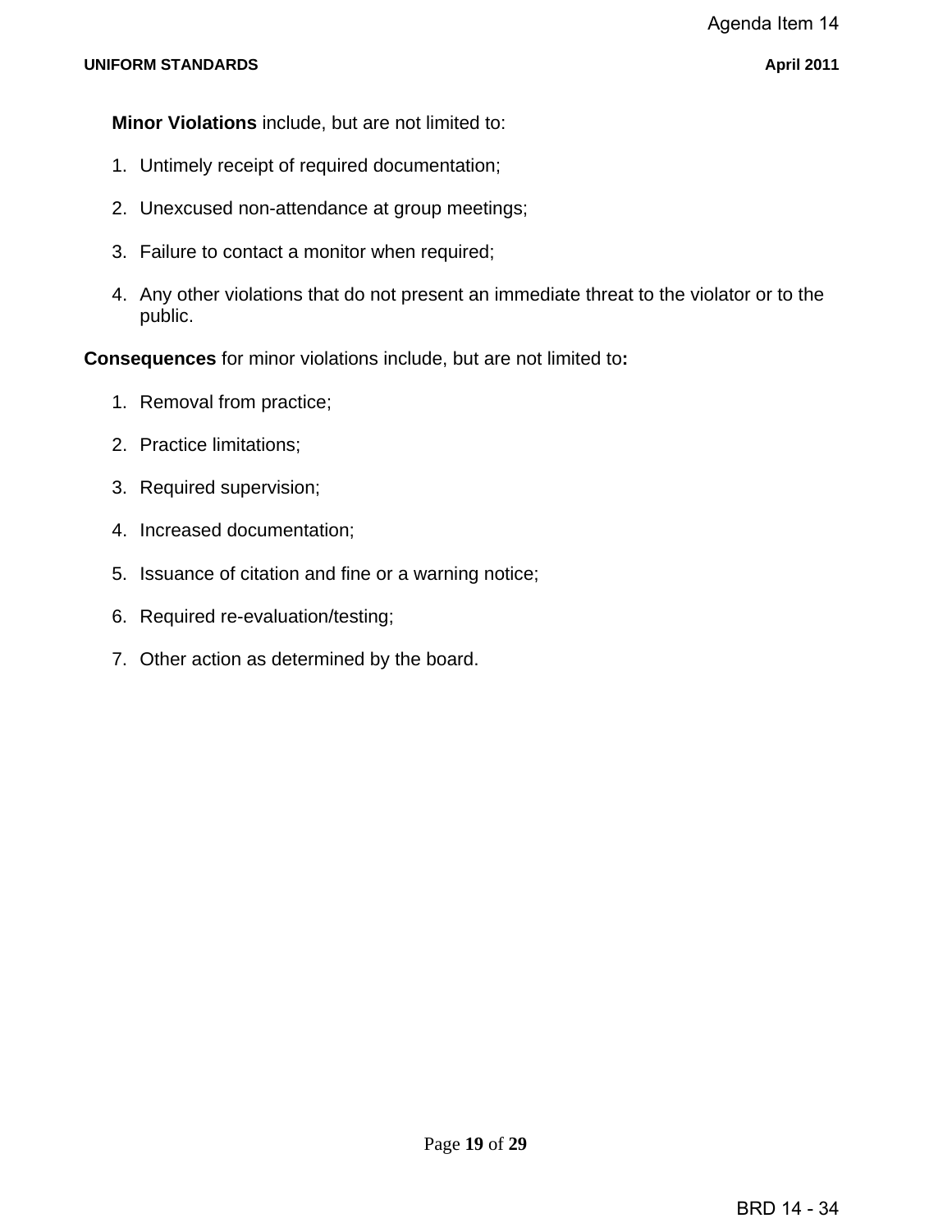**Minor Violations** include, but are not limited to:

1. Untimely receipt of required documentation;
2. Unexcused non-attendance at group meetings;
3. Failure to contact a monitor when required;
4. Any other violations that do not present an immediate threat to the violator or to the public.

**Consequences** for minor violations include, but are not limited to**:**

1. Removal from practice;
2. Practice limitations;
3. Required supervision;
4. Increased documentation;
5. Issuance of citation and fine or a warning notice;
6. Required re-evaluation/testing;
7. Other action as determined by the board.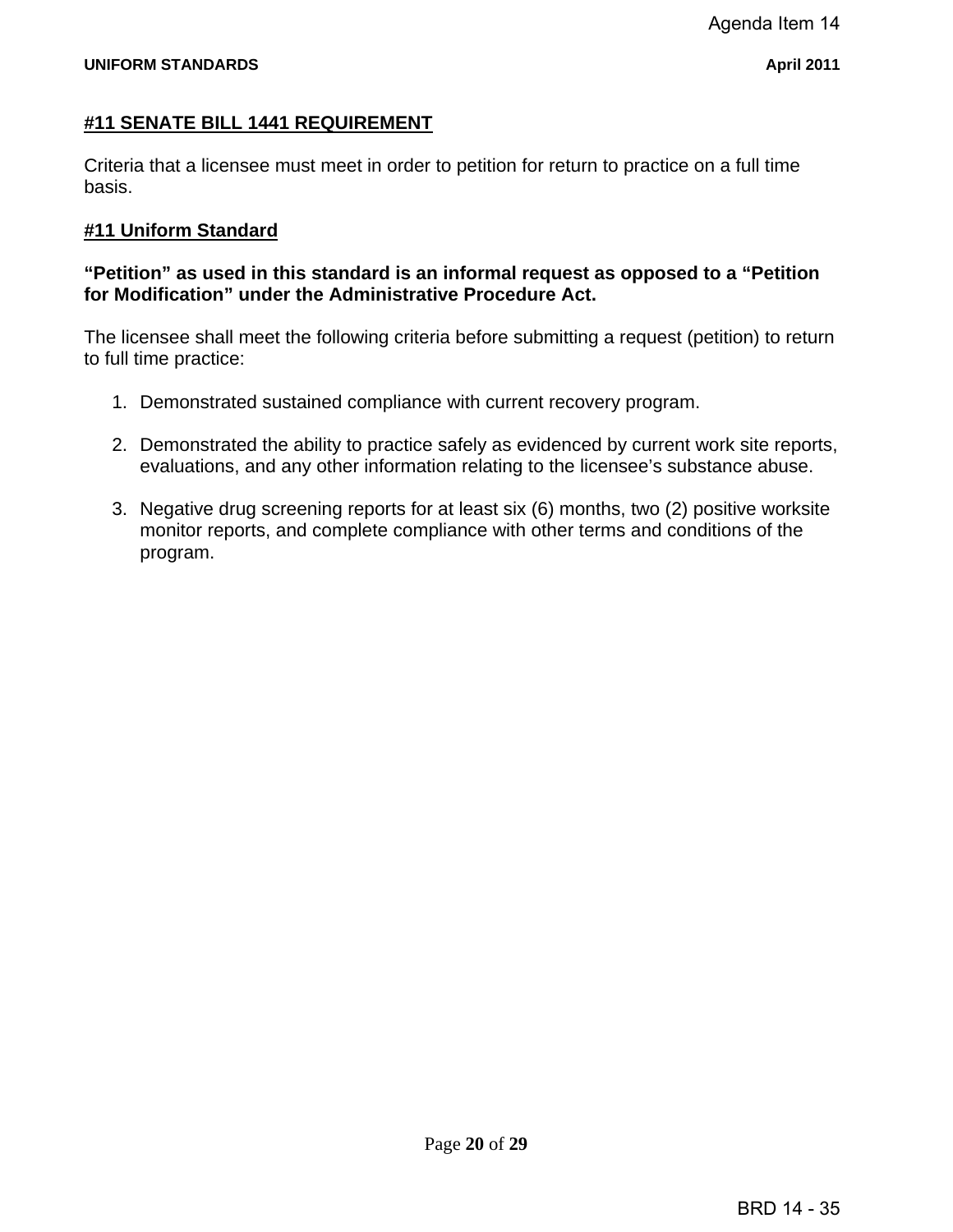## #11 SENATE BILL 1441 REQUIREMENT

Criteria that a licensee must meet in order to petition for return to practice on a full time basis.

## #11 Uniform Standard

**“Petition” as used in this standard is an informal request as opposed to a “Petition for Modification” under the Administrative Procedure Act.**

The licensee shall meet the following criteria before submitting a request (petition) to return to full time practice:

1. Demonstrated sustained compliance with current recovery program.

2. Demonstrated the ability to practice safely as evidenced by current work site reports, evaluations, and any other information relating to the licensee’s substance abuse.

3. Negative drug screening reports for at least six (6) months, two (2) positive worksite monitor reports, and complete compliance with other terms and conditions of the program.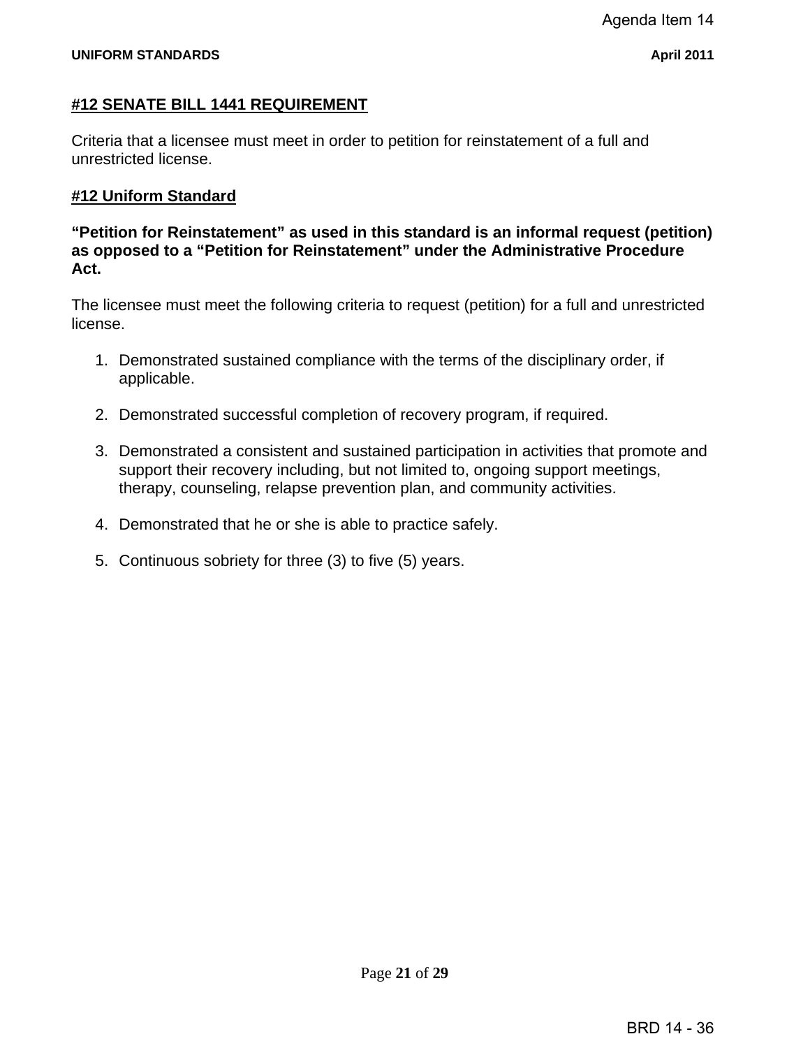#### #12 SENATE BILL 1441 REQUIREMENT

Criteria that a licensee must meet in order to petition for reinstatement of a full and unrestricted license.

#### #12 Uniform Standard

**"Petition for Reinstatement" as used in this standard is an informal request (petition) as opposed to a "Petition for Reinstatement" under the Administrative Procedure Act.**

The licensee must meet the following criteria to request (petition) for a full and unrestricted license.

1. Demonstrated sustained compliance with the terms of the disciplinary order, if applicable.

2. Demonstrated successful completion of recovery program, if required.

3. Demonstrated a consistent and sustained participation in activities that promote and support their recovery including, but not limited to, ongoing support meetings, therapy, counseling, relapse prevention plan, and community activities.

4. Demonstrated that he or she is able to practice safely.

5. Continuous sobriety for three (3) to five (5) years.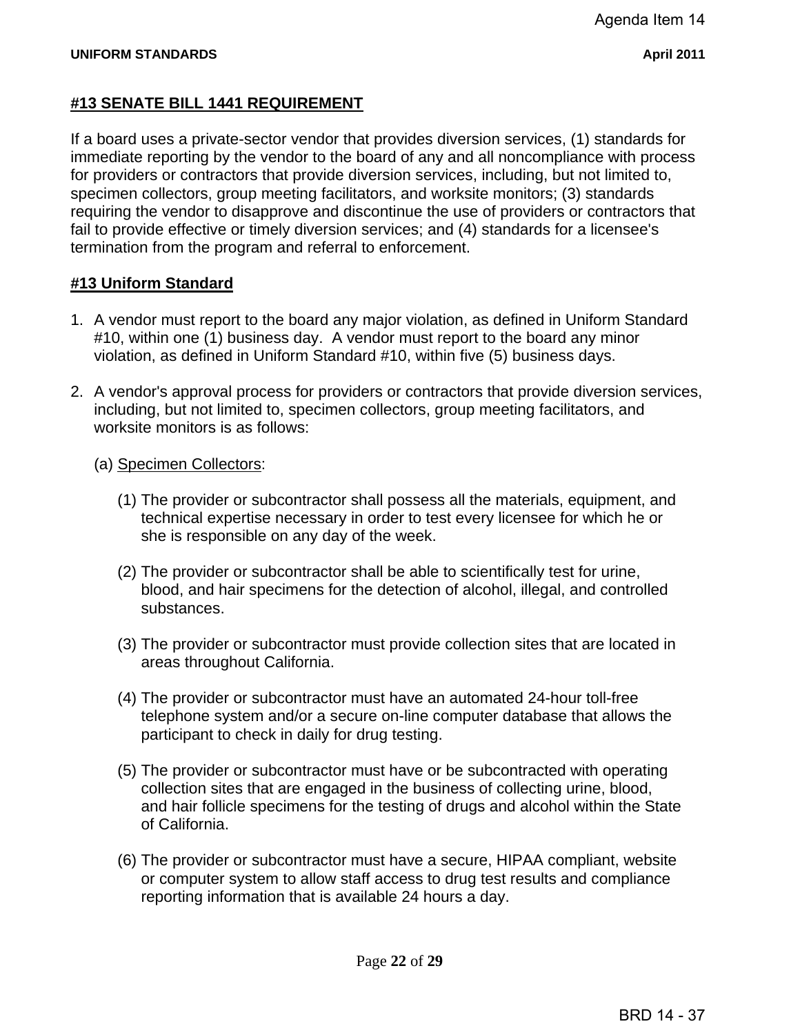### #13 SENATE BILL 1441 REQUIREMENT

If a board uses a private-sector vendor that provides diversion services, (1) standards for immediate reporting by the vendor to the board of any and all noncompliance with process for providers or contractors that provide diversion services, including, but not limited to, specimen collectors, group meeting facilitators, and worksite monitors; (3) standards requiring the vendor to disapprove and discontinue the use of providers or contractors that fail to provide effective or timely diversion services; and (4) standards for a licensee's termination from the program and referral to enforcement.

### #13 Uniform Standard

1. A vendor must report to the board any major violation, as defined in Uniform Standard #10, within one (1) business day. A vendor must report to the board any minor violation, as defined in Uniform Standard #10, within five (5) business days.

2. A vendor's approval process for providers or contractors that provide diversion services, including, but not limited to, specimen collectors, group meeting facilitators, and worksite monitors is as follows:

   (a) Specimen Collectors:

      (1) The provider or subcontractor shall possess all the materials, equipment, and technical expertise necessary in order to test every licensee for which he or she is responsible on any day of the week.

      (2) The provider or subcontractor shall be able to scientifically test for urine, blood, and hair specimens for the detection of alcohol, illegal, and controlled substances.

      (3) The provider or subcontractor must provide collection sites that are located in areas throughout California.

      (4) The provider or subcontractor must have an automated 24-hour toll-free telephone system and/or a secure on-line computer database that allows the participant to check in daily for drug testing.

      (5) The provider or subcontractor must have or be subcontracted with operating collection sites that are engaged in the business of collecting urine, blood, and hair follicle specimens for the testing of drugs and alcohol within the State of California.

      (6) The provider or subcontractor must have a secure, HIPAA compliant, website or computer system to allow staff access to drug test results and compliance reporting information that is available 24 hours a day.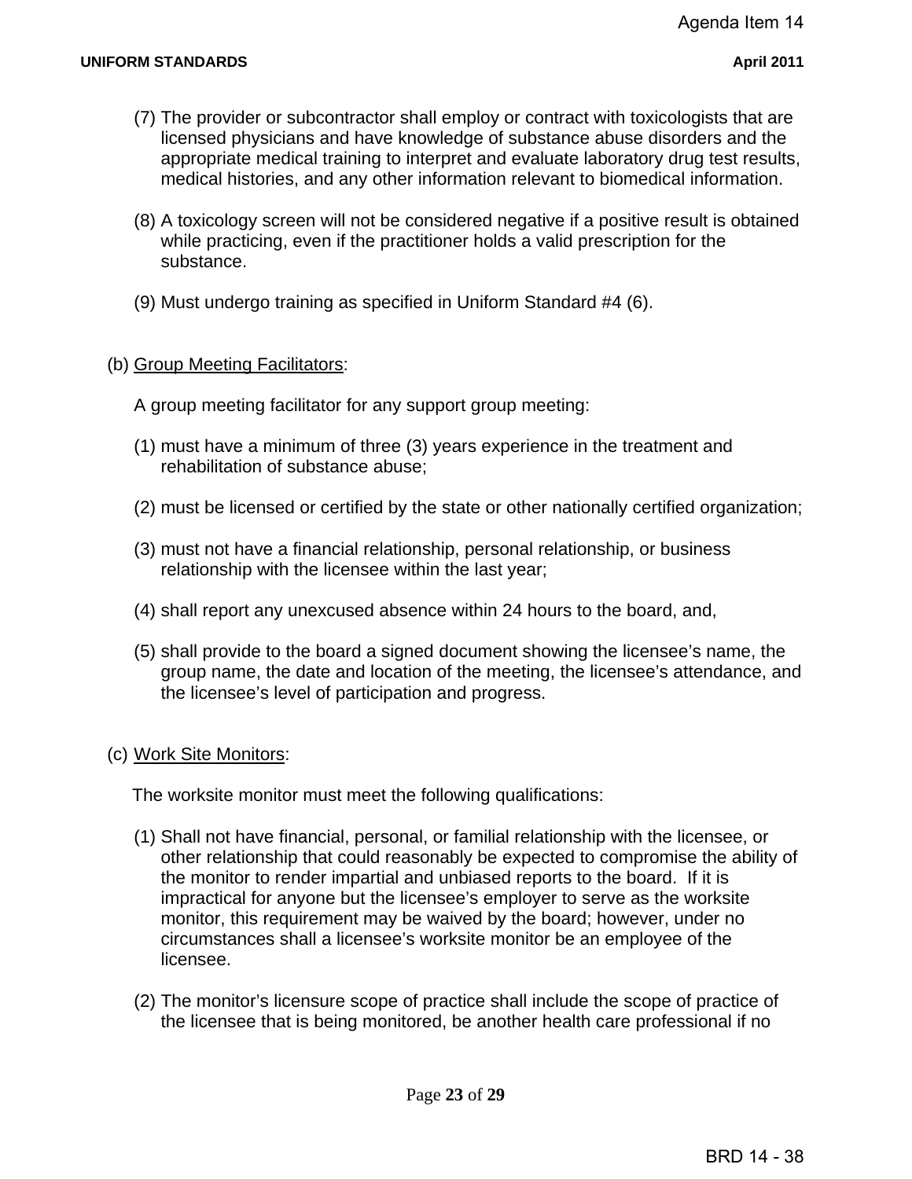(7) The provider or subcontractor shall employ or contract with toxicologists that are licensed physicians and have knowledge of substance abuse disorders and the appropriate medical training to interpret and evaluate laboratory drug test results, medical histories, and any other information relevant to biomedical information.

(8) A toxicology screen will not be considered negative if a positive result is obtained while practicing, even if the practitioner holds a valid prescription for the substance.

(9) Must undergo training as specified in Uniform Standard #4 (6).

(b) Group Meeting Facilitators:

A group meeting facilitator for any support group meeting:

(1) must have a minimum of three (3) years experience in the treatment and rehabilitation of substance abuse;

(2) must be licensed or certified by the state or other nationally certified organization;

(3) must not have a financial relationship, personal relationship, or business relationship with the licensee within the last year;

(4) shall report any unexcused absence within 24 hours to the board, and,

(5) shall provide to the board a signed document showing the licensee's name, the group name, the date and location of the meeting, the licensee's attendance, and the licensee's level of participation and progress.

(c) Work Site Monitors:

The worksite monitor must meet the following qualifications:

(1) Shall not have financial, personal, or familial relationship with the licensee, or other relationship that could reasonably be expected to compromise the ability of the monitor to render impartial and unbiased reports to the board. If it is impractical for anyone but the licensee's employer to serve as the worksite monitor, this requirement may be waived by the board; however, under no circumstances shall a licensee's worksite monitor be an employee of the licensee.

(2) The monitor's licensure scope of practice shall include the scope of practice of the licensee that is being monitored, be another health care professional if no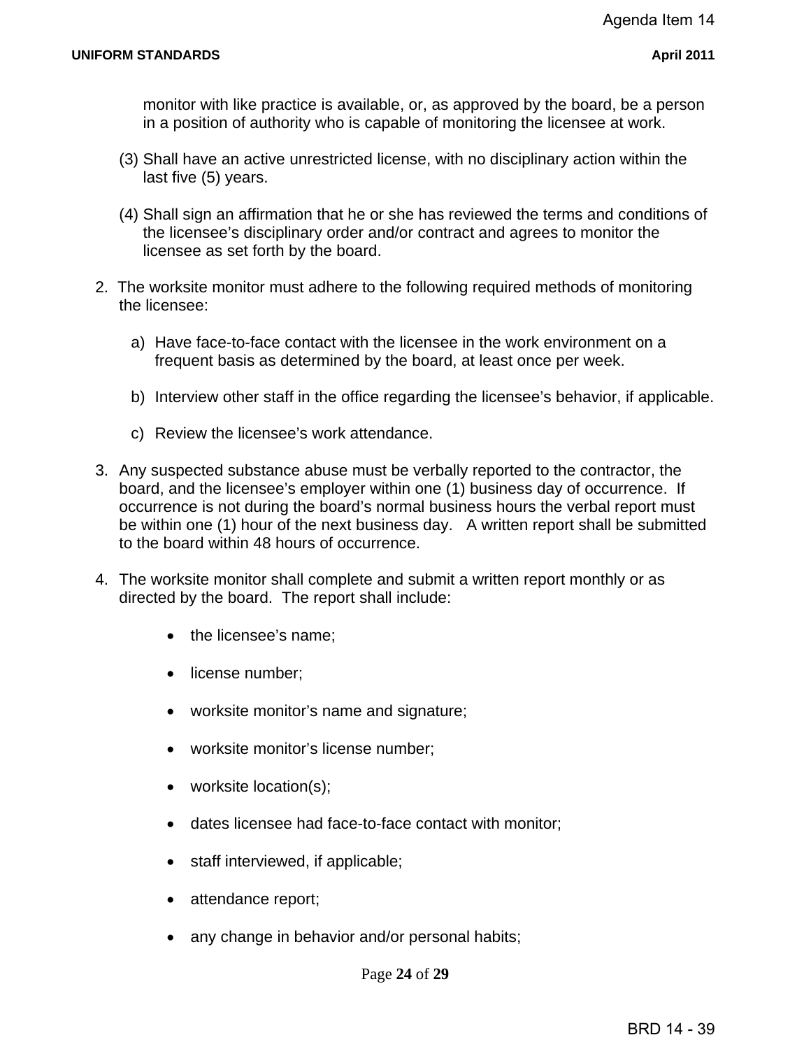monitor with like practice is available, or, as approved by the board, be a person in a position of authority who is capable of monitoring the licensee at work.

(3) Shall have an active unrestricted license, with no disciplinary action within the last five (5) years.

(4) Shall sign an affirmation that he or she has reviewed the terms and conditions of the licensee's disciplinary order and/or contract and agrees to monitor the licensee as set forth by the board.

2. The worksite monitor must adhere to the following required methods of monitoring the licensee:

   a) Have face-to-face contact with the licensee in the work environment on a frequent basis as determined by the board, at least once per week.

   b) Interview other staff in the office regarding the licensee's behavior, if applicable.

   c) Review the licensee's work attendance.

3. Any suspected substance abuse must be verbally reported to the contractor, the board, and the licensee's employer within one (1) business day of occurrence. If occurrence is not during the board's normal business hours the verbal report must be within one (1) hour of the next business day. A written report shall be submitted to the board within 48 hours of occurrence.

4. The worksite monitor shall complete and submit a written report monthly or as directed by the board. The report shall include:

   - the licensee's name;
   - license number;
   - worksite monitor's name and signature;
   - worksite monitor's license number;
   - worksite location(s);
   - dates licensee had face-to-face contact with monitor;
   - staff interviewed, if applicable;
   - attendance report;
   - any change in behavior and/or personal habits;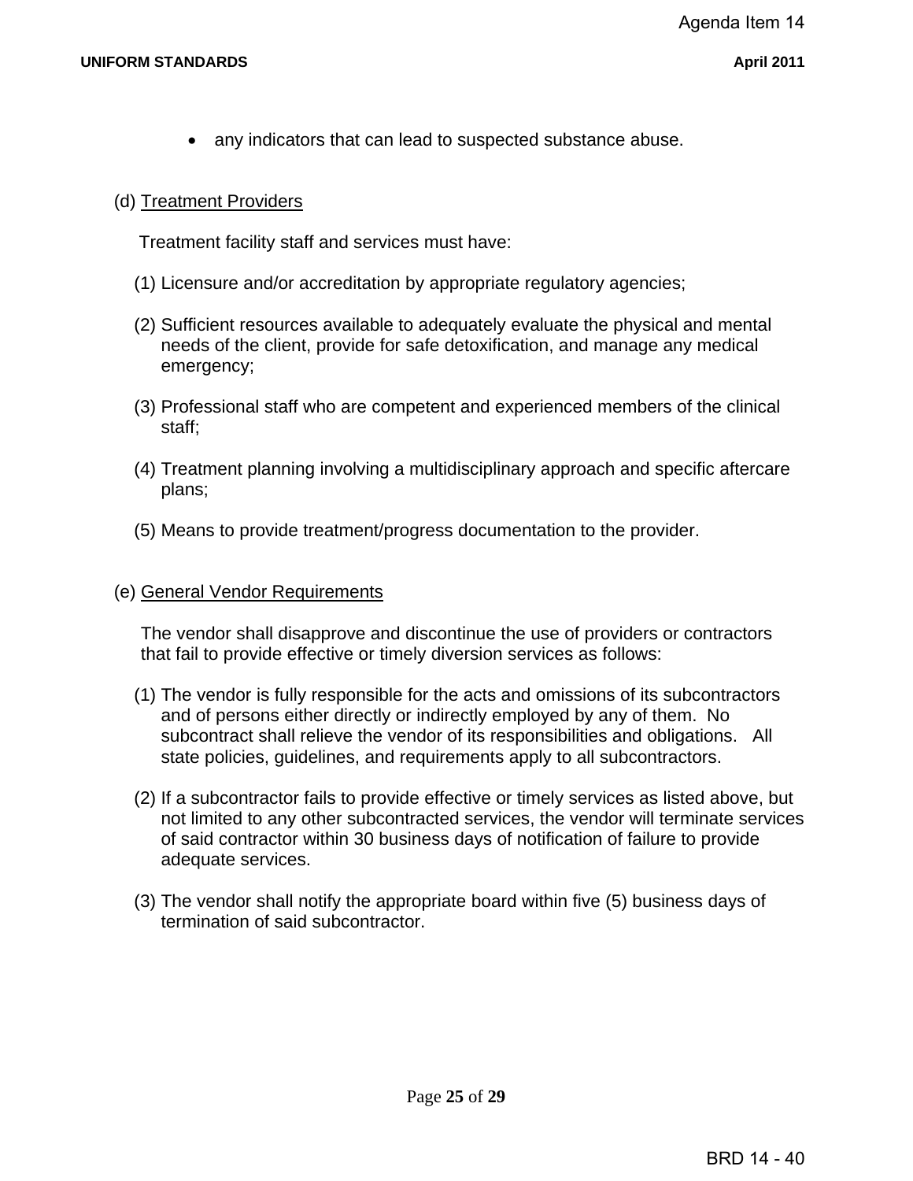- any indicators that can lead to suspected substance abuse.

(d) Treatment Providers

Treatment facility staff and services must have:

(1) Licensure and/or accreditation by appropriate regulatory agencies;

(2) Sufficient resources available to adequately evaluate the physical and mental needs of the client, provide for safe detoxification, and manage any medical emergency;

(3) Professional staff who are competent and experienced members of the clinical staff;

(4) Treatment planning involving a multidisciplinary approach and specific aftercare plans;

(5) Means to provide treatment/progress documentation to the provider.

(e) General Vendor Requirements

The vendor shall disapprove and discontinue the use of providers or contractors that fail to provide effective or timely diversion services as follows:

(1) The vendor is fully responsible for the acts and omissions of its subcontractors and of persons either directly or indirectly employed by any of them. No subcontract shall relieve the vendor of its responsibilities and obligations. All state policies, guidelines, and requirements apply to all subcontractors.

(2) If a subcontractor fails to provide effective or timely services as listed above, but not limited to any other subcontracted services, the vendor will terminate services of said contractor within 30 business days of notification of failure to provide adequate services.

(3) The vendor shall notify the appropriate board within five (5) business days of termination of said subcontractor.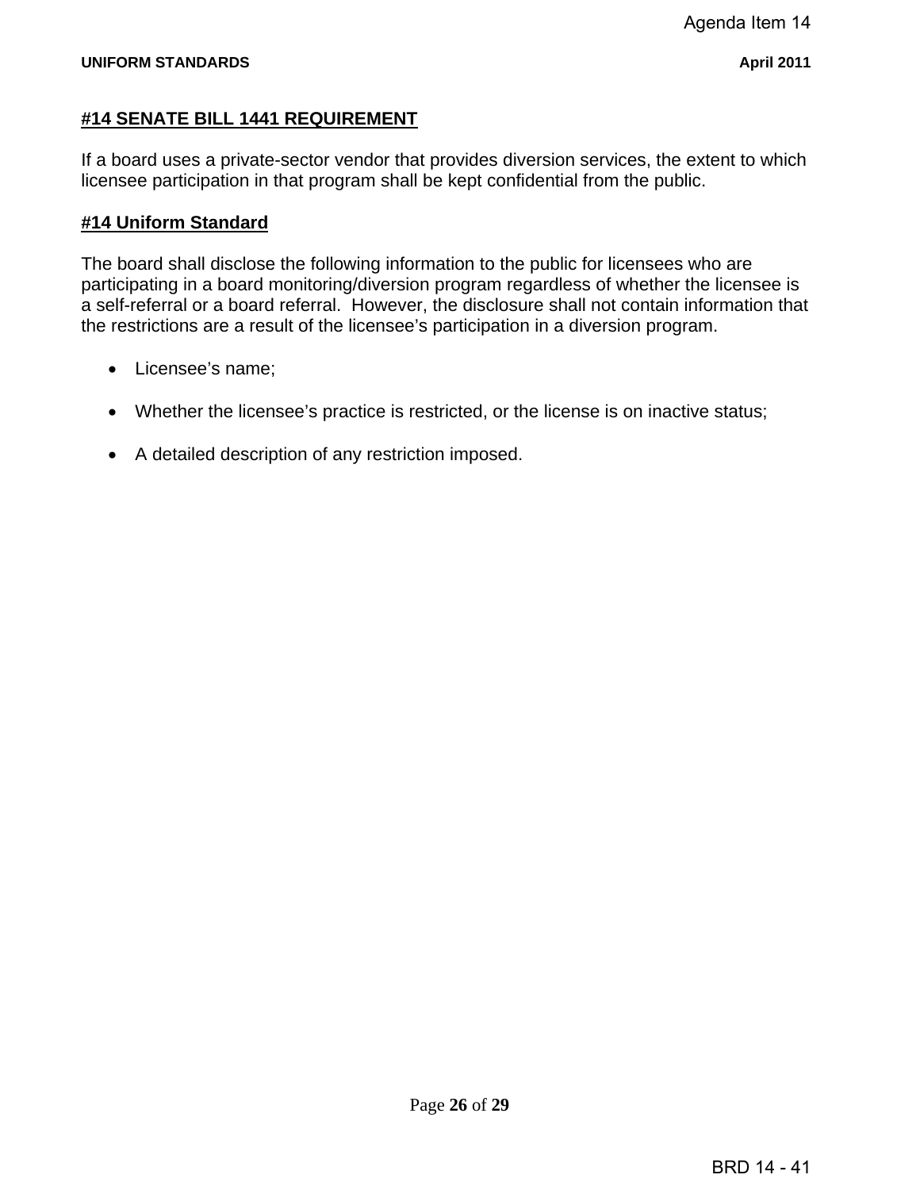#14 SENATE BILL 1441 REQUIREMENT

If a board uses a private-sector vendor that provides diversion services, the extent to which licensee participation in that program shall be kept confidential from the public.

#14 Uniform Standard

The board shall disclose the following information to the public for licensees who are participating in a board monitoring/diversion program regardless of whether the licensee is a self-referral or a board referral. However, the disclosure shall not contain information that the restrictions are a result of the licensee's participation in a diversion program.

- Licensee's name;
- Whether the licensee's practice is restricted, or the license is on inactive status;
- A detailed description of any restriction imposed.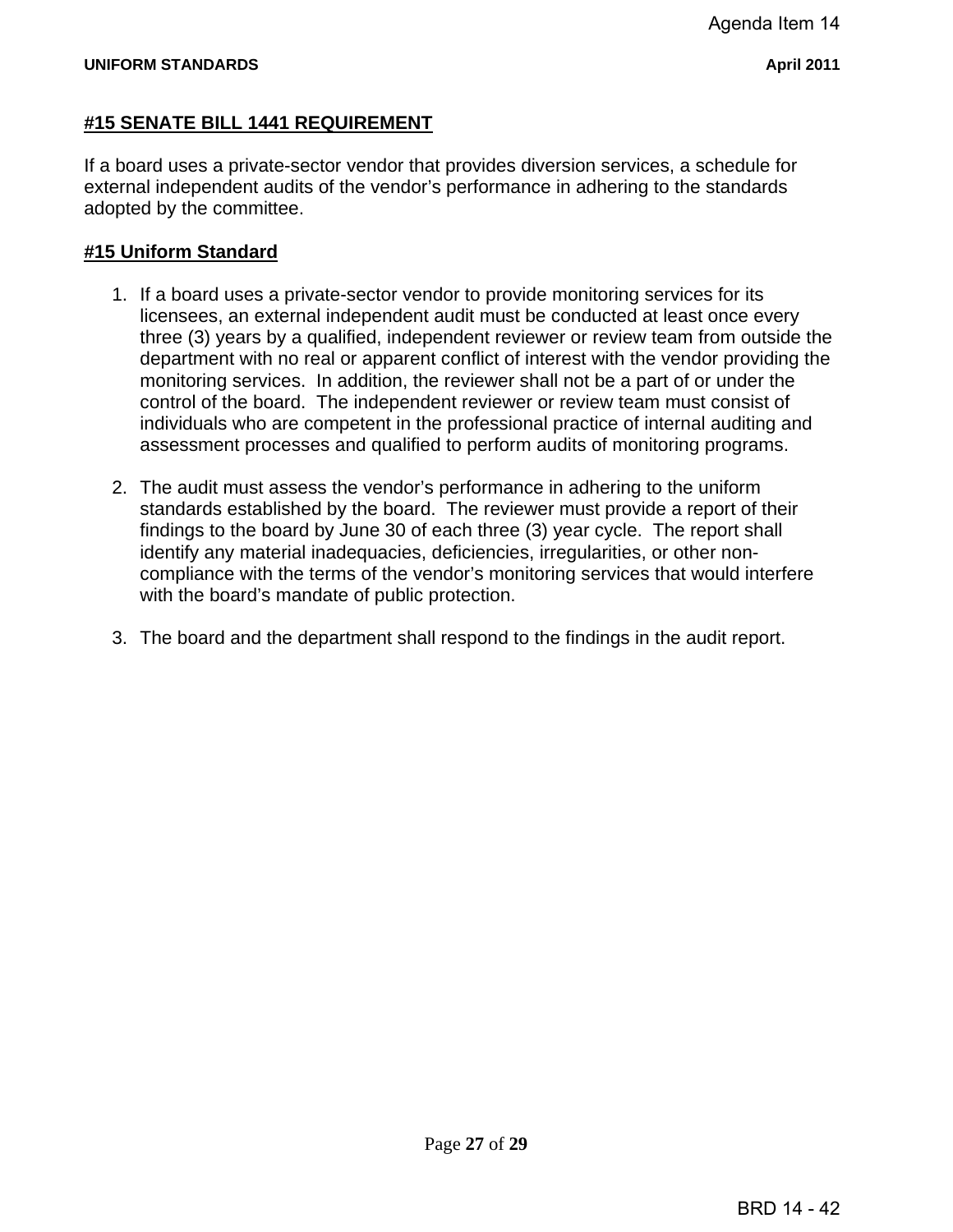#### #15 SENATE BILL 1441 REQUIREMENT

If a board uses a private-sector vendor that provides diversion services, a schedule for external independent audits of the vendor's performance in adhering to the standards adopted by the committee.

#### #15 Uniform Standard

1. If a board uses a private-sector vendor to provide monitoring services for its licensees, an external independent audit must be conducted at least once every three (3) years by a qualified, independent reviewer or review team from outside the department with no real or apparent conflict of interest with the vendor providing the monitoring services. In addition, the reviewer shall not be a part of or under the control of the board. The independent reviewer or review team must consist of individuals who are competent in the professional practice of internal auditing and assessment processes and qualified to perform audits of monitoring programs.

2. The audit must assess the vendor's performance in adhering to the uniform standards established by the board. The reviewer must provide a report of their findings to the board by June 30 of each three (3) year cycle. The report shall identify any material inadequacies, deficiencies, irregularities, or other non-compliance with the terms of the vendor's monitoring services that would interfere with the board's mandate of public protection.

3. The board and the department shall respond to the findings in the audit report.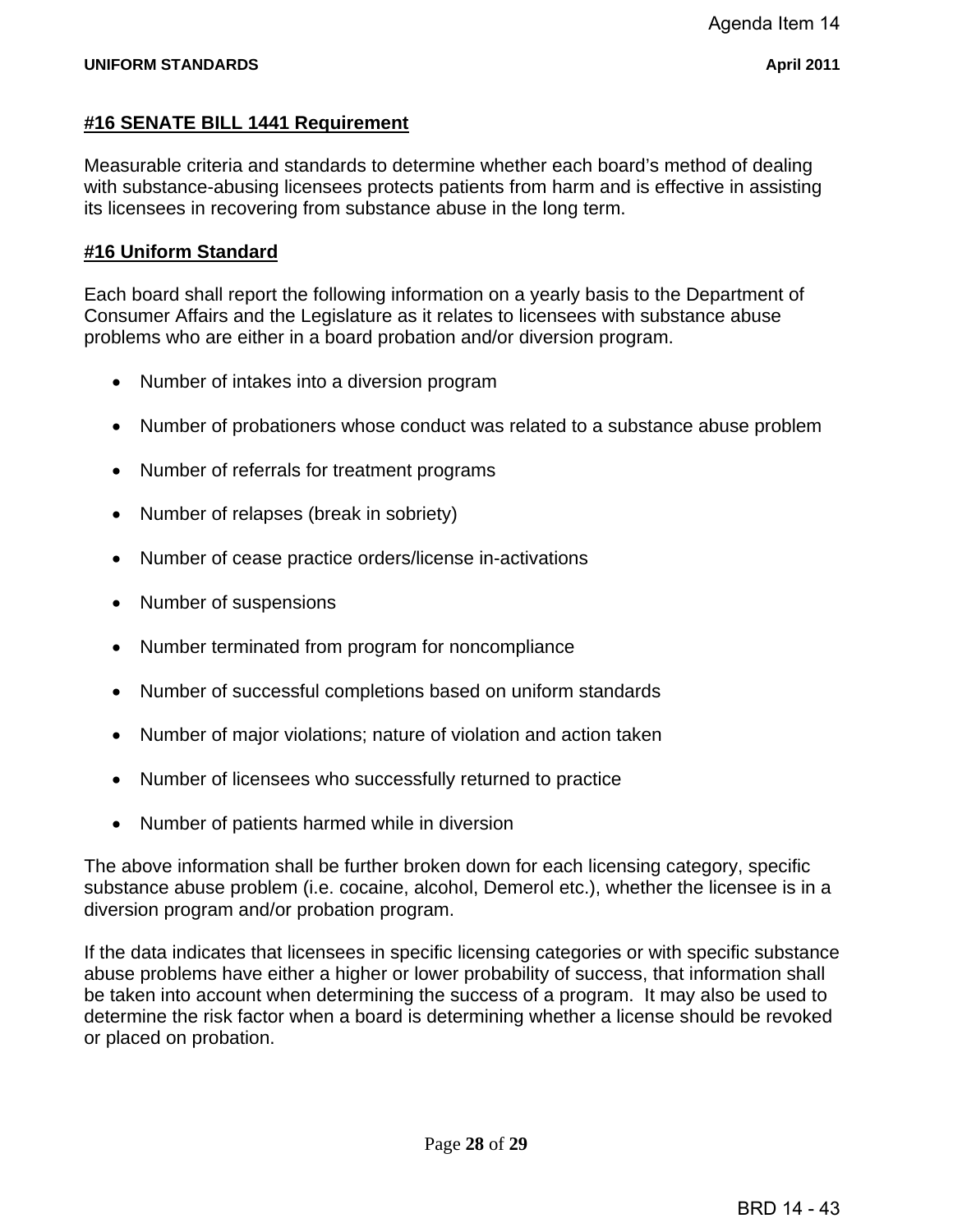#### #16 SENATE BILL 1441 Requirement

Measurable criteria and standards to determine whether each board's method of dealing with substance-abusing licensees protects patients from harm and is effective in assisting its licensees in recovering from substance abuse in the long term.

#### #16 Uniform Standard

Each board shall report the following information on a yearly basis to the Department of Consumer Affairs and the Legislature as it relates to licensees with substance abuse problems who are either in a board probation and/or diversion program.

- Number of intakes into a diversion program
- Number of probationers whose conduct was related to a substance abuse problem
- Number of referrals for treatment programs
- Number of relapses (break in sobriety)
- Number of cease practice orders/license in-activations
- Number of suspensions
- Number terminated from program for noncompliance
- Number of successful completions based on uniform standards
- Number of major violations; nature of violation and action taken
- Number of licensees who successfully returned to practice
- Number of patients harmed while in diversion

The above information shall be further broken down for each licensing category, specific substance abuse problem (i.e. cocaine, alcohol, Demerol etc.), whether the licensee is in a diversion program and/or probation program.

If the data indicates that licensees in specific licensing categories or with specific substance abuse problems have either a higher or lower probability of success, that information shall be taken into account when determining the success of a program. It may also be used to determine the risk factor when a board is determining whether a license should be revoked or placed on probation.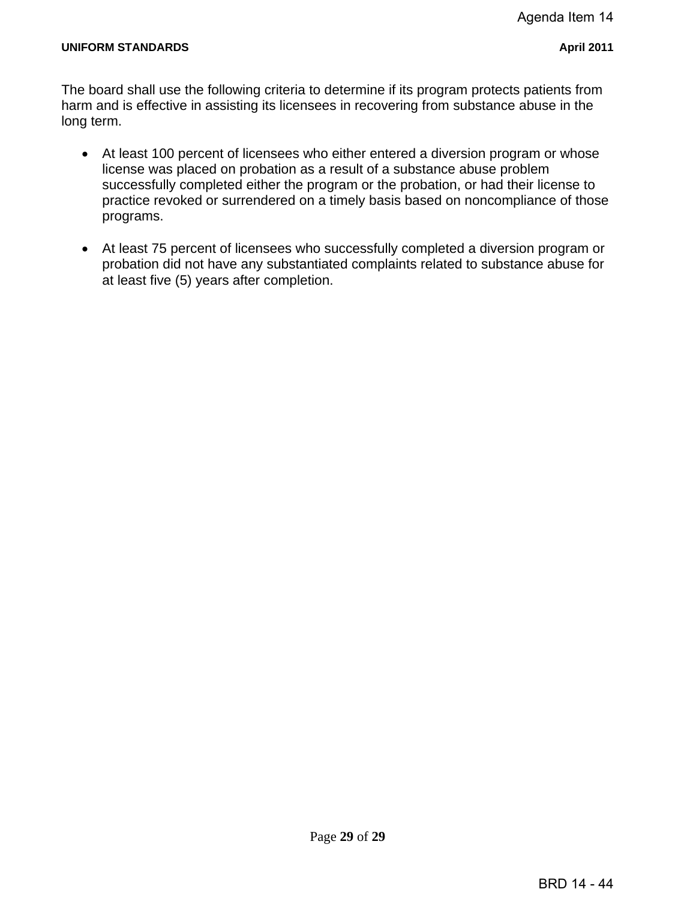The board shall use the following criteria to determine if its program protects patients from harm and is effective in assisting its licensees in recovering from substance abuse in the long term.

- At least 100 percent of licensees who either entered a diversion program or whose license was placed on probation as a result of a substance abuse problem successfully completed either the program or the probation, or had their license to practice revoked or surrendered on a timely basis based on noncompliance of those programs.

- At least 75 percent of licensees who successfully completed a diversion program or probation did not have any substantiated complaints related to substance abuse for at least five (5) years after completion.